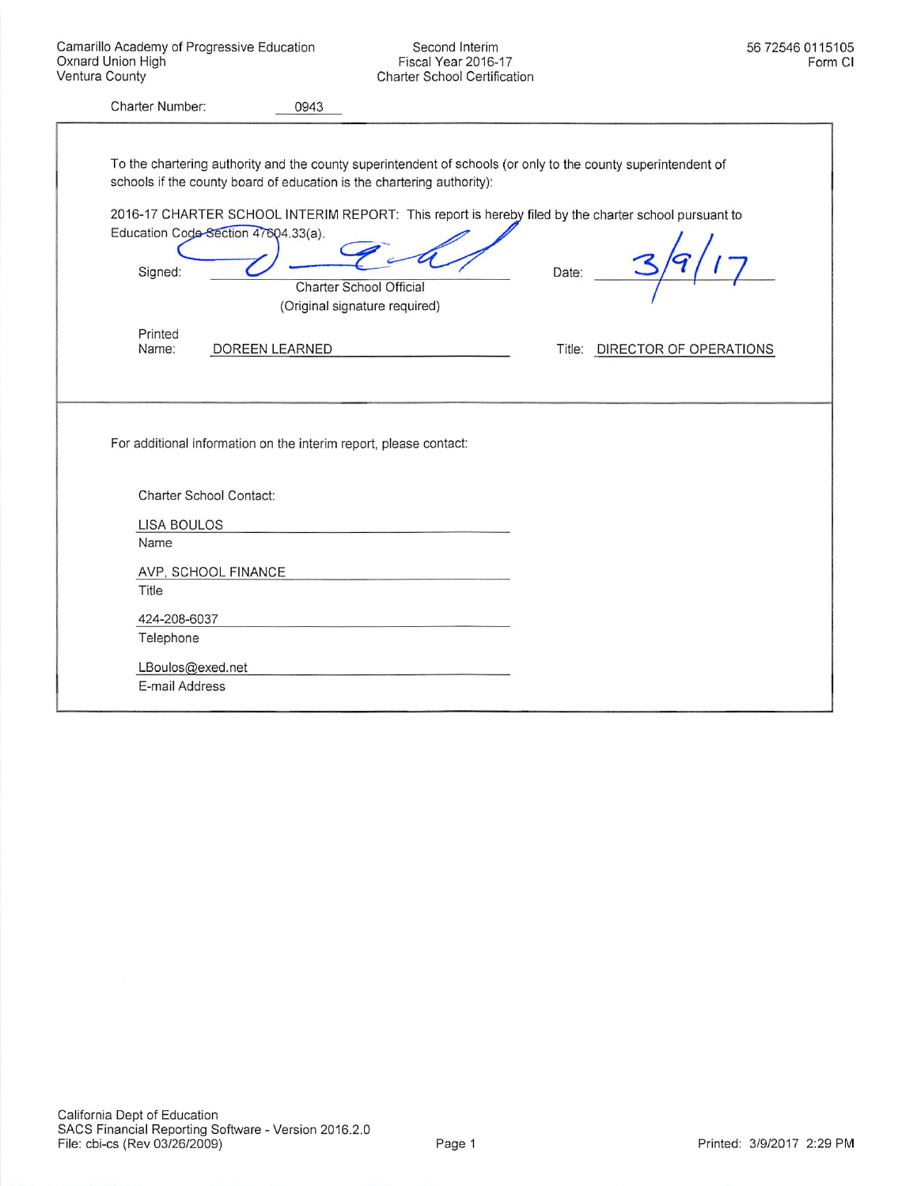Camarillo Academy of Progressive Education
Oxnard Union High
Ventura County

Second Interim
Fiscal Year 2016-17
Charter School Certification

56 72546 0115105
Form CI

Charter Number: 0943

To the chartering authority and the county superintendent of schools (or only to the county superintendent of schools if the county board of education is the chartering authority):

2016-17 CHARTER SCHOOL INTERIM REPORT: This report is hereby filed by the charter school pursuant to Education Code Section 47604.33(a).

Signed: ______________________ Date: 3/9/17
Charter School Official
(Original signature required)

Printed Name: DOREEN LEARNED Title: DIRECTOR OF OPERATIONS

For additional information on the interim report, please contact:

Charter School Contact:

LISA BOULOS
Name

AVP, SCHOOL FINANCE
Title

424-208-6037
Telephone

LBoulos@exed.net
E-mail Address

California Dept of Education
SACS Financial Reporting Software - Version 2016.2.0
File: cbi-cs (Rev 03/26/2009)

Printed: 3/9/2017 2:29 PM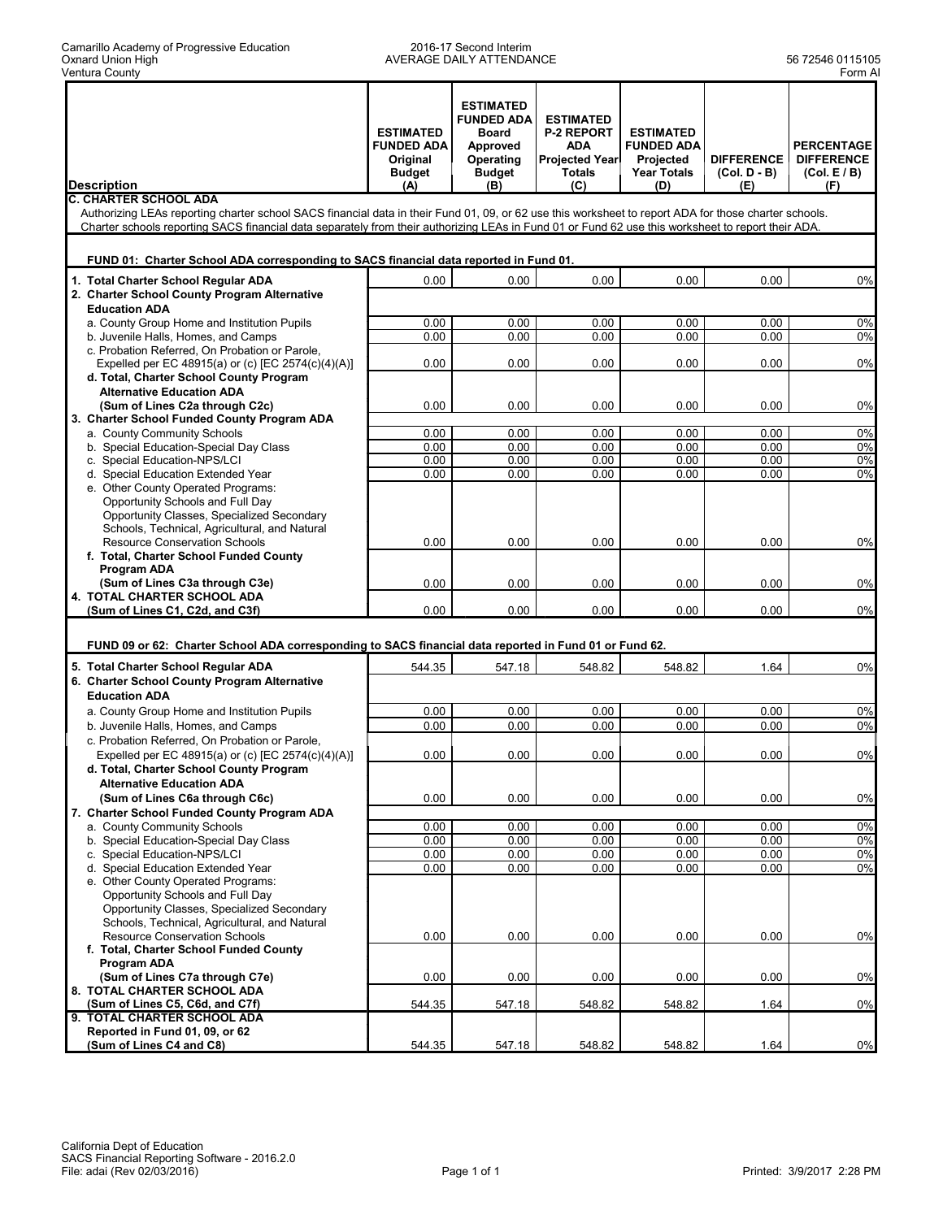Camarillo Academy of Progressive Education
Oxnard Union High
Ventura County

2016-17 Second Interim
AVERAGE DAILY ATTENDANCE

56 72546 0115105
Form AI

| Description | ESTIMATED FUNDED ADA Original Budget (A) | ESTIMATED FUNDED ADA Board Approved Operating Budget (B) | ESTIMATED P-2 REPORT ADA Projected Year Totals (C) | ESTIMATED FUNDED ADA Projected Year Totals (D) | DIFFERENCE (Col. D - B) (E) | PERCENTAGE DIFFERENCE (Col. E / B) (F) |
|---|---|---|---|---|---|---|
| **C. CHARTER SCHOOL ADA** | | | | | | |
| Authorizing LEAs reporting charter school SACS financial data in their Fund 01, 09, or 62 use this worksheet to report ADA for those charter schools. Charter schools reporting SACS financial data separately from their authorizing LEAs in Fund 01 or Fund 62 use this worksheet to report their ADA. | | | | | | |
| **FUND 01: Charter School ADA corresponding to SACS financial data reported in Fund 01.** | | | | | | |
| **1. Total Charter School Regular ADA** | 0.00 | 0.00 | 0.00 | 0.00 | 0.00 | 0% |
| **2. Charter School County Program Alternative Education ADA** | | | | | | |
| a. County Group Home and Institution Pupils | 0.00 | 0.00 | 0.00 | 0.00 | 0.00 | 0% |
| b. Juvenile Halls, Homes, and Camps | 0.00 | 0.00 | 0.00 | 0.00 | 0.00 | 0% |
| c. Probation Referred, On Probation or Parole, Expelled per EC 48915(a) or (c) [EC 2574(c)(4)(A)] | 0.00 | 0.00 | 0.00 | 0.00 | 0.00 | 0% |
| **d. Total, Charter School County Program Alternative Education ADA (Sum of Lines C2a through C2c)** | 0.00 | 0.00 | 0.00 | 0.00 | 0.00 | 0% |
| **3. Charter School Funded County Program ADA** | | | | | | |
| a. County Community Schools | 0.00 | 0.00 | 0.00 | 0.00 | 0.00 | 0% |
| b. Special Education-Special Day Class | 0.00 | 0.00 | 0.00 | 0.00 | 0.00 | 0% |
| c. Special Education-NPS/LCI | 0.00 | 0.00 | 0.00 | 0.00 | 0.00 | 0% |
| d. Special Education Extended Year | 0.00 | 0.00 | 0.00 | 0.00 | 0.00 | 0% |
| e. Other County Operated Programs: Opportunity Schools and Full Day Opportunity Classes, Specialized Secondary Schools, Technical, Agricultural, and Natural Resource Conservation Schools | 0.00 | 0.00 | 0.00 | 0.00 | 0.00 | 0% |
| **f. Total, Charter School Funded County Program ADA (Sum of Lines C3a through C3e)** | 0.00 | 0.00 | 0.00 | 0.00 | 0.00 | 0% |
| **4. TOTAL CHARTER SCHOOL ADA (Sum of Lines C1, C2d, and C3f)** | 0.00 | 0.00 | 0.00 | 0.00 | 0.00 | 0% |
| **FUND 09 or 62: Charter School ADA corresponding to SACS financial data reported in Fund 01 or Fund 62.** | | | | | | |
| **5. Total Charter School Regular ADA** | 544.35 | 547.18 | 548.82 | 548.82 | 1.64 | 0% |
| **6. Charter School County Program Alternative Education ADA** | | | | | | |
| a. County Group Home and Institution Pupils | 0.00 | 0.00 | 0.00 | 0.00 | 0.00 | 0% |
| b. Juvenile Halls, Homes, and Camps | 0.00 | 0.00 | 0.00 | 0.00 | 0.00 | 0% |
| c. Probation Referred, On Probation or Parole, Expelled per EC 48915(a) or (c) [EC 2574(c)(4)(A)] | 0.00 | 0.00 | 0.00 | 0.00 | 0.00 | 0% |
| **d. Total, Charter School County Program Alternative Education ADA (Sum of Lines C6a through C6c)** | 0.00 | 0.00 | 0.00 | 0.00 | 0.00 | 0% |
| **7. Charter School Funded County Program ADA** | | | | | | |
| a. County Community Schools | 0.00 | 0.00 | 0.00 | 0.00 | 0.00 | 0% |
| b. Special Education-Special Day Class | 0.00 | 0.00 | 0.00 | 0.00 | 0.00 | 0% |
| c. Special Education-NPS/LCI | 0.00 | 0.00 | 0.00 | 0.00 | 0.00 | 0% |
| d. Special Education Extended Year | 0.00 | 0.00 | 0.00 | 0.00 | 0.00 | 0% |
| e. Other County Operated Programs: Opportunity Schools and Full Day Opportunity Classes, Specialized Secondary Schools, Technical, Agricultural, and Natural Resource Conservation Schools | 0.00 | 0.00 | 0.00 | 0.00 | 0.00 | 0% |
| **f. Total, Charter School Funded County Program ADA (Sum of Lines C7a through C7e)** | 0.00 | 0.00 | 0.00 | 0.00 | 0.00 | 0% |
| **8. TOTAL CHARTER SCHOOL ADA (Sum of Lines C5, C6d, and C7f)** | 544.35 | 547.18 | 548.82 | 548.82 | 1.64 | 0% |
| **9. TOTAL CHARTER SCHOOL ADA Reported in Fund 01, 09, or 62 (Sum of Lines C4 and C8)** | 544.35 | 547.18 | 548.82 | 548.82 | 1.64 | 0% |

California Dept of Education
SACS Financial Reporting Software - 2016.2.0
File: adai (Rev 02/03/2016)

Printed: 3/9/2017 2:28 PM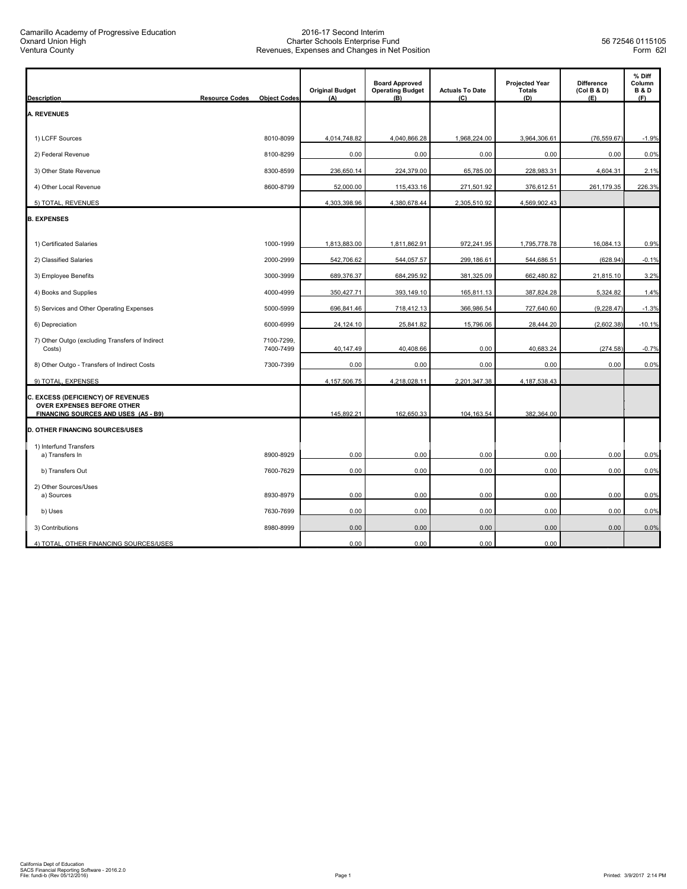Camarillo Academy of Progressive Education
Oxnard Union High
Ventura County

2016-17 Second Interim
Charter Schools Enterprise Fund
Revenues, Expenses and Changes in Net Position

56 72546 0115105
Form 62I

| Description | Resource Codes | Object Codes | Original Budget (A) | Board Approved Operating Budget (B) | Actuals To Date (C) | Projected Year Totals (D) | Difference (Col B & D) (E) | % Diff Column B & D (F) |
|---|---|---|---|---|---|---|---|---|
| **A. REVENUES** | | | | | | | | |
| 1) LCFF Sources | | 8010-8099 | 4,014,748.82 | 4,040,866.28 | 1,968,224.00 | 3,964,306.61 | (76,559.67) | -1.9% |
| 2) Federal Revenue | | 8100-8299 | 0.00 | 0.00 | 0.00 | 0.00 | 0.00 | 0.0% |
| 3) Other State Revenue | | 8300-8599 | 236,650.14 | 224,379.00 | 65,785.00 | 228,983.31 | 4,604.31 | 2.1% |
| 4) Other Local Revenue | | 8600-8799 | 52,000.00 | 115,433.16 | 271,501.92 | 376,612.51 | 261,179.35 | 226.3% |
| 5) TOTAL, REVENUES | | | 4,303,398.96 | 4,380,678.44 | 2,305,510.92 | 4,569,902.43 | | |
| **B. EXPENSES** | | | | | | | | |
| 1) Certificated Salaries | | 1000-1999 | 1,813,883.00 | 1,811,862.91 | 972,241.95 | 1,795,778.78 | 16,084.13 | 0.9% |
| 2) Classified Salaries | | 2000-2999 | 542,706.62 | 544,057.57 | 299,186.61 | 544,686.51 | (628.94) | -0.1% |
| 3) Employee Benefits | | 3000-3999 | 689,376.37 | 684,295.92 | 381,325.09 | 662,480.82 | 21,815.10 | 3.2% |
| 4) Books and Supplies | | 4000-4999 | 350,427.71 | 393,149.10 | 165,811.13 | 387,824.28 | 5,324.82 | 1.4% |
| 5) Services and Other Operating Expenses | | 5000-5999 | 696,841.46 | 718,412.13 | 366,986.54 | 727,640.60 | (9,228.47) | -1.3% |
| 6) Depreciation | | 6000-6999 | 24,124.10 | 25,841.82 | 15,796.06 | 28,444.20 | (2,602.38) | -10.1% |
| 7) Other Outgo (excluding Transfers of Indirect Costs) | | 7100-7299, 7400-7499 | 40,147.49 | 40,408.66 | 0.00 | 40,683.24 | (274.58) | -0.7% |
| 8) Other Outgo - Transfers of Indirect Costs | | 7300-7399 | 0.00 | 0.00 | 0.00 | 0.00 | 0.00 | 0.0% |
| 9) TOTAL, EXPENSES | | | 4,157,506.75 | 4,218,028.11 | 2,201,347.38 | 4,187,538.43 | | |
| **C. EXCESS (DEFICIENCY) OF REVENUES OVER EXPENSES BEFORE OTHER FINANCING SOURCES AND USES (A5 - B9)** | | | 145,892.21 | 162,650.33 | 104,163.54 | 382,364.00 | | |
| **D. OTHER FINANCING SOURCES/USES** | | | | | | | | |
| 1) Interfund Transfers a) Transfers In | | 8900-8929 | 0.00 | 0.00 | 0.00 | 0.00 | 0.00 | 0.0% |
| b) Transfers Out | | 7600-7629 | 0.00 | 0.00 | 0.00 | 0.00 | 0.00 | 0.0% |
| 2) Other Sources/Uses a) Sources | | 8930-8979 | 0.00 | 0.00 | 0.00 | 0.00 | 0.00 | 0.0% |
| b) Uses | | 7630-7699 | 0.00 | 0.00 | 0.00 | 0.00 | 0.00 | 0.0% |
| 3) Contributions | | 8980-8999 | 0.00 | 0.00 | 0.00 | 0.00 | 0.00 | 0.0% |
| 4) TOTAL, OTHER FINANCING SOURCES/USES | | | 0.00 | 0.00 | 0.00 | 0.00 | | |

California Dept of Education
SACS Financial Reporting Software - 2016.2.0
File: fundi-b (Rev 05/12/2016)

Printed: 3/9/2017 2:14 PM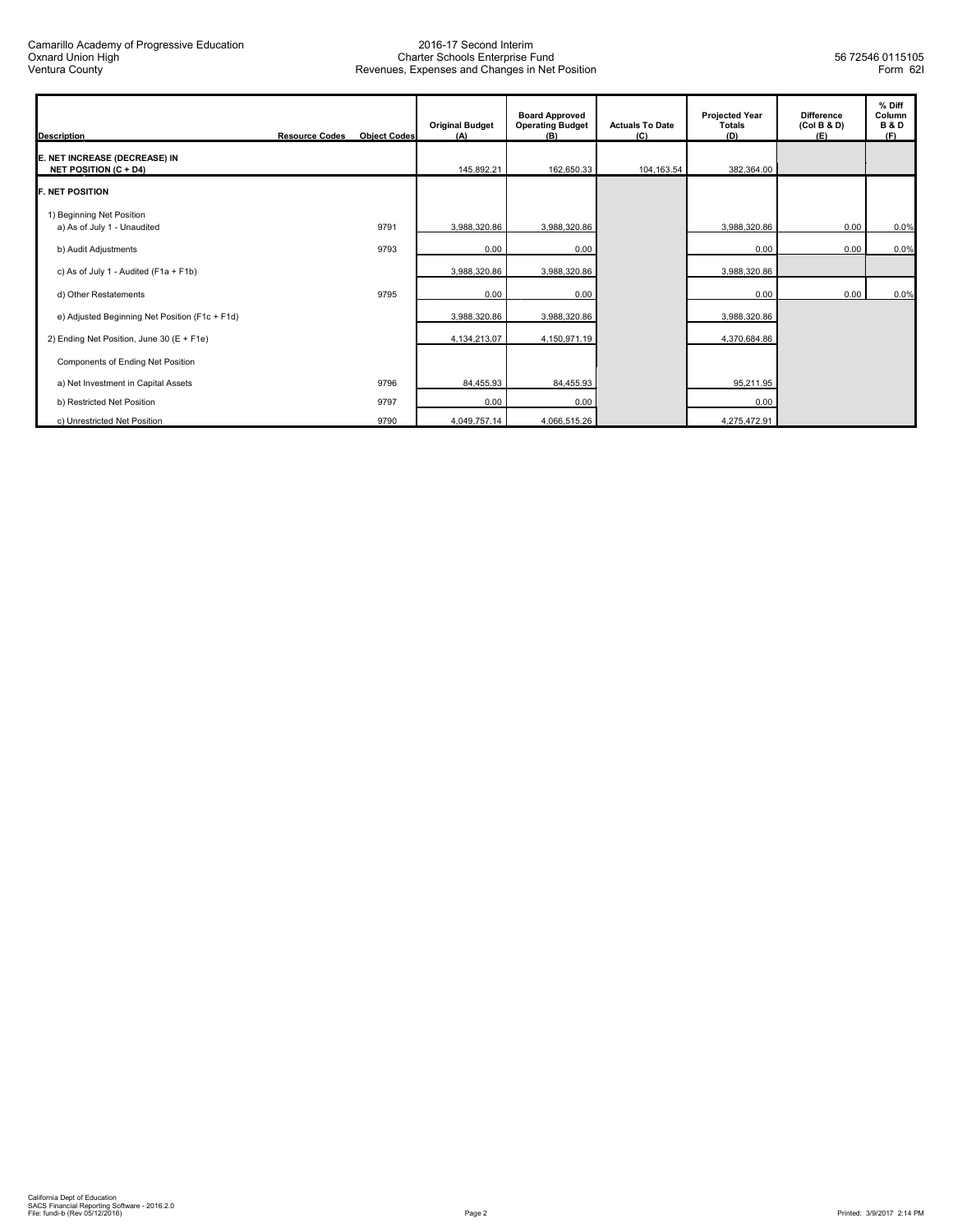Camarillo Academy of Progressive Education
Oxnard Union High
Ventura County

2016-17 Second Interim
Charter Schools Enterprise Fund
Revenues, Expenses and Changes in Net Position

56 72546 0115105
Form 62I

| Description | Resource Codes | Object Codes | Original Budget (A) | Board Approved Operating Budget (B) | Actuals To Date (C) | Projected Year Totals (D) | Difference (Col B & D) (E) | % Diff Column B & D (F) |
|---|---|---|---|---|---|---|---|---|
| **E. NET INCREASE (DECREASE) IN NET POSITION (C + D4)** | | | 145,892.21 | 162,650.33 | 104,163.54 | 382,364.00 | | |
| **F. NET POSITION** | | | | | | | | |
| 1) Beginning Net Position | | | | | | | | |
| a) As of July 1 - Unaudited | | 9791 | 3,988,320.86 | 3,988,320.86 | | 3,988,320.86 | 0.00 | 0.0% |
| b) Audit Adjustments | | 9793 | 0.00 | 0.00 | | 0.00 | 0.00 | 0.0% |
| c) As of July 1 - Audited (F1a + F1b) | | | 3,988,320.86 | 3,988,320.86 | | 3,988,320.86 | | |
| d) Other Restatements | | 9795 | 0.00 | 0.00 | | 0.00 | 0.00 | 0.0% |
| e) Adjusted Beginning Net Position (F1c + F1d) | | | 3,988,320.86 | 3,988,320.86 | | 3,988,320.86 | | |
| 2) Ending Net Position, June 30 (E + F1e) | | | 4,134,213.07 | 4,150,971.19 | | 4,370,684.86 | | |
| Components of Ending Net Position | | | | | | | | |
| a) Net Investment in Capital Assets | | 9796 | 84,455.93 | 84,455.93 | | 95,211.95 | | |
| b) Restricted Net Position | | 9797 | 0.00 | 0.00 | | 0.00 | | |
| c) Unrestricted Net Position | | 9790 | 4,049,757.14 | 4,066,515.26 | | 4,275,472.91 | | |

California Dept of Education
SACS Financial Reporting Software - 2016.2.0
File: fundi-b (Rev 05/12/2016)

Printed: 3/9/2017 2:14 PM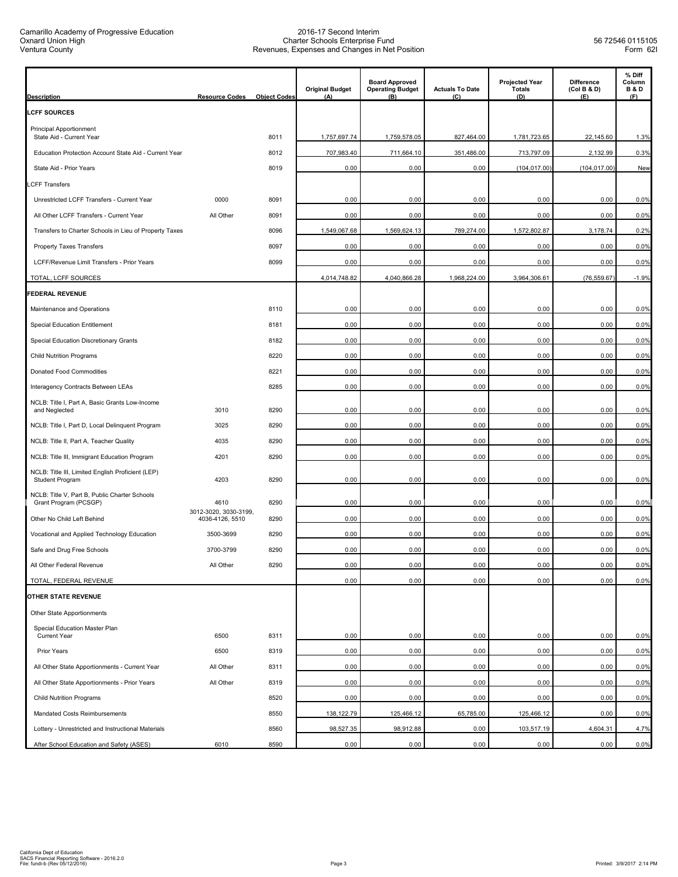Camarillo Academy of Progressive Education
Oxnard Union High
Ventura County

2016-17 Second Interim
Charter Schools Enterprise Fund
Revenues, Expenses and Changes in Net Position

56 72546 0115105
Form 62I

| Description | Resource Codes | Object Codes | Original Budget (A) | Board Approved Operating Budget (B) | Actuals To Date (C) | Projected Year Totals (D) | Difference (Col B & D) (E) | % Diff Column B & D (F) |
|---|---|---|---|---|---|---|---|---|
| **LCFF SOURCES** | | | | | | | | |
| Principal Apportionment | | | | | | | | |
| State Aid - Current Year | | 8011 | 1,757,697.74 | 1,759,578.05 | 827,464.00 | 1,781,723.65 | 22,145.60 | 1.3% |
| Education Protection Account State Aid - Current Year | | 8012 | 707,983.40 | 711,664.10 | 351,486.00 | 713,797.09 | 2,132.99 | 0.3% |
| State Aid - Prior Years | | 8019 | 0.00 | 0.00 | 0.00 | (104,017.00) | (104,017.00) | New |
| LCFF Transfers | | | | | | | | |
| Unrestricted LCFF Transfers - Current Year | 0000 | 8091 | 0.00 | 0.00 | 0.00 | 0.00 | 0.00 | 0.0% |
| All Other LCFF Transfers - Current Year | All Other | 8091 | 0.00 | 0.00 | 0.00 | 0.00 | 0.00 | 0.0% |
| Transfers to Charter Schools in Lieu of Property Taxes | | 8096 | 1,549,067.68 | 1,569,624.13 | 789,274.00 | 1,572,802.87 | 3,178.74 | 0.2% |
| Property Taxes Transfers | | 8097 | 0.00 | 0.00 | 0.00 | 0.00 | 0.00 | 0.0% |
| LCFF/Revenue Limit Transfers - Prior Years | | 8099 | 0.00 | 0.00 | 0.00 | 0.00 | 0.00 | 0.0% |
| TOTAL, LCFF SOURCES | | | 4,014,748.82 | 4,040,866.28 | 1,968,224.00 | 3,964,306.61 | (76,559.67) | -1.9% |
| **FEDERAL REVENUE** | | | | | | | | |
| Maintenance and Operations | | 8110 | 0.00 | 0.00 | 0.00 | 0.00 | 0.00 | 0.0% |
| Special Education Entitlement | | 8181 | 0.00 | 0.00 | 0.00 | 0.00 | 0.00 | 0.0% |
| Special Education Discretionary Grants | | 8182 | 0.00 | 0.00 | 0.00 | 0.00 | 0.00 | 0.0% |
| Child Nutrition Programs | | 8220 | 0.00 | 0.00 | 0.00 | 0.00 | 0.00 | 0.0% |
| Donated Food Commodities | | 8221 | 0.00 | 0.00 | 0.00 | 0.00 | 0.00 | 0.0% |
| Interagency Contracts Between LEAs | | 8285 | 0.00 | 0.00 | 0.00 | 0.00 | 0.00 | 0.0% |
| NCLB: Title I, Part A, Basic Grants Low-Income and Neglected | 3010 | 8290 | 0.00 | 0.00 | 0.00 | 0.00 | 0.00 | 0.0% |
| NCLB: Title I, Part D, Local Delinquent Program | 3025 | 8290 | 0.00 | 0.00 | 0.00 | 0.00 | 0.00 | 0.0% |
| NCLB: Title II, Part A, Teacher Quality | 4035 | 8290 | 0.00 | 0.00 | 0.00 | 0.00 | 0.00 | 0.0% |
| NCLB: Title III, Immigrant Education Program | 4201 | 8290 | 0.00 | 0.00 | 0.00 | 0.00 | 0.00 | 0.0% |
| NCLB: Title III, Limited English Proficient (LEP) Student Program | 4203 | 8290 | 0.00 | 0.00 | 0.00 | 0.00 | 0.00 | 0.0% |
| NCLB: Title V, Part B, Public Charter Schools Grant Program (PCSGP) | 4610 | 8290 | 0.00 | 0.00 | 0.00 | 0.00 | 0.00 | 0.0% |
| Other No Child Left Behind | 3012-3020, 3030-3199, 4036-4126, 5510 | 8290 | 0.00 | 0.00 | 0.00 | 0.00 | 0.00 | 0.0% |
| Vocational and Applied Technology Education | 3500-3699 | 8290 | 0.00 | 0.00 | 0.00 | 0.00 | 0.00 | 0.0% |
| Safe and Drug Free Schools | 3700-3799 | 8290 | 0.00 | 0.00 | 0.00 | 0.00 | 0.00 | 0.0% |
| All Other Federal Revenue | All Other | 8290 | 0.00 | 0.00 | 0.00 | 0.00 | 0.00 | 0.0% |
| TOTAL, FEDERAL REVENUE | | | 0.00 | 0.00 | 0.00 | 0.00 | 0.00 | 0.0% |
| **OTHER STATE REVENUE** | | | | | | | | |
| Other State Apportionments | | | | | | | | |
| Special Education Master Plan Current Year | 6500 | 8311 | 0.00 | 0.00 | 0.00 | 0.00 | 0.00 | 0.0% |
| Prior Years | 6500 | 8319 | 0.00 | 0.00 | 0.00 | 0.00 | 0.00 | 0.0% |
| All Other State Apportionments - Current Year | All Other | 8311 | 0.00 | 0.00 | 0.00 | 0.00 | 0.00 | 0.0% |
| All Other State Apportionments - Prior Years | All Other | 8319 | 0.00 | 0.00 | 0.00 | 0.00 | 0.00 | 0.0% |
| Child Nutrition Programs | | 8520 | 0.00 | 0.00 | 0.00 | 0.00 | 0.00 | 0.0% |
| Mandated Costs Reimbursements | | 8550 | 138,122.79 | 125,466.12 | 65,785.00 | 125,466.12 | 0.00 | 0.0% |
| Lottery - Unrestricted and Instructional Materials | | 8560 | 98,527.35 | 98,912.88 | 0.00 | 103,517.19 | 4,604.31 | 4.7% |
| After School Education and Safety (ASES) | 6010 | 8590 | 0.00 | 0.00 | 0.00 | 0.00 | 0.00 | 0.0% |

California Dept of Education
SACS Financial Reporting Software - 2016.2.0
File: fundi-b (Rev 05/12/2016)

Printed: 3/9/2017 2:14 PM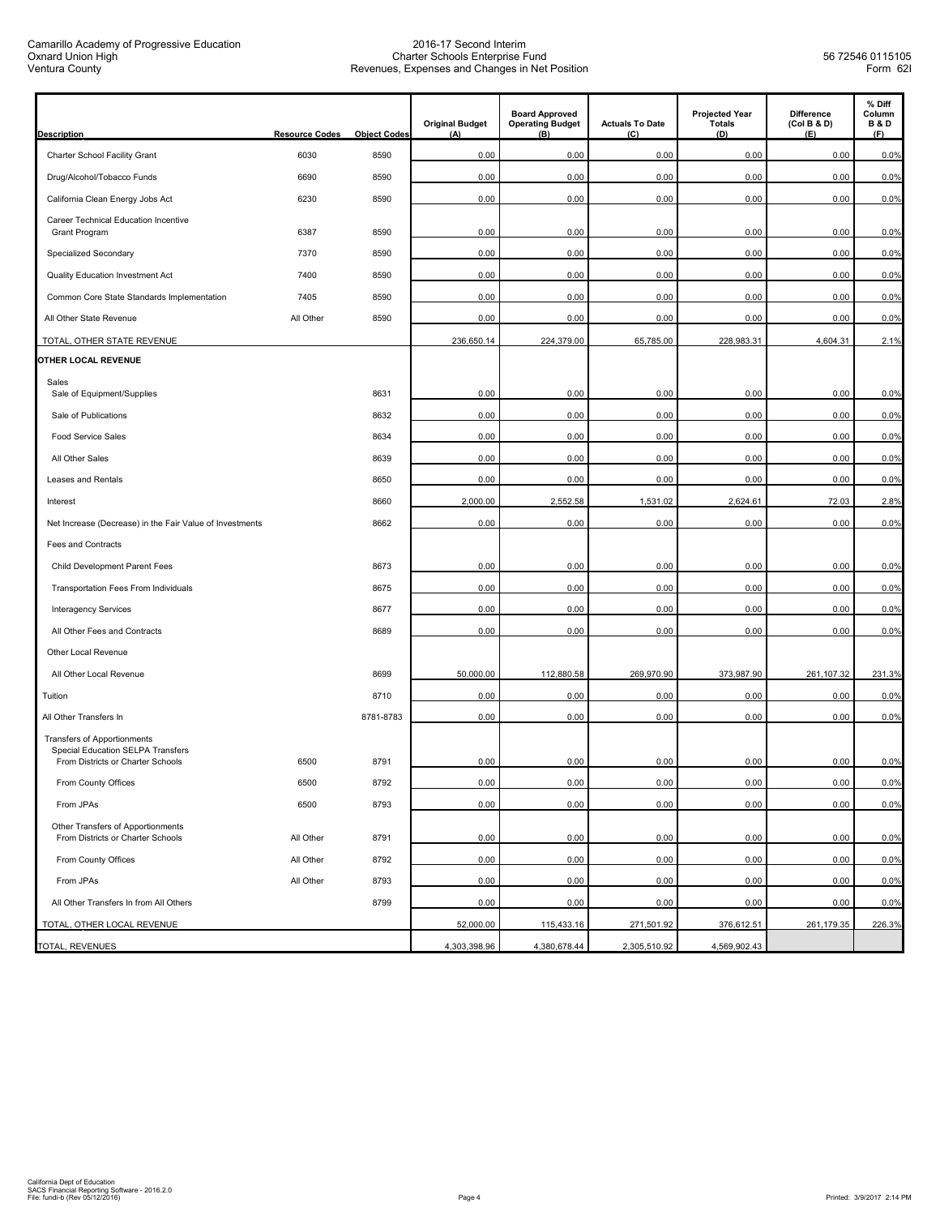| Description | Resource Codes | Object Codes | Original Budget (A) | Board Approved Operating Budget (B) | Actuals To Date (C) | Projected Year Totals (D) | Difference (Col B & D) (E) | % Diff Column B & D (F) |
|---|---|---|---|---|---|---|---|---|
| Charter School Facility Grant | 6030 | 8590 | 0.00 | 0.00 | 0.00 | 0.00 | 0.00 | 0.0% |
| Drug/Alcohol/Tobacco Funds | 6690 | 8590 | 0.00 | 0.00 | 0.00 | 0.00 | 0.00 | 0.0% |
| California Clean Energy Jobs Act | 6230 | 8590 | 0.00 | 0.00 | 0.00 | 0.00 | 0.00 | 0.0% |
| Career Technical Education Incentive Grant Program | 6387 | 8590 | 0.00 | 0.00 | 0.00 | 0.00 | 0.00 | 0.0% |
| Specialized Secondary | 7370 | 8590 | 0.00 | 0.00 | 0.00 | 0.00 | 0.00 | 0.0% |
| Quality Education Investment Act | 7400 | 8590 | 0.00 | 0.00 | 0.00 | 0.00 | 0.00 | 0.0% |
| Common Core State Standards Implementation | 7405 | 8590 | 0.00 | 0.00 | 0.00 | 0.00 | 0.00 | 0.0% |
| All Other State Revenue | All Other | 8590 | 0.00 | 0.00 | 0.00 | 0.00 | 0.00 | 0.0% |
| TOTAL, OTHER STATE REVENUE | | | 236,650.14 | 224,379.00 | 65,785.00 | 228,983.31 | 4,604.31 | 2.1% |
| **OTHER LOCAL REVENUE** | | | | | | | | |
| Sales | | | | | | | | |
| Sale of Equipment/Supplies | | 8631 | 0.00 | 0.00 | 0.00 | 0.00 | 0.00 | 0.0% |
| Sale of Publications | | 8632 | 0.00 | 0.00 | 0.00 | 0.00 | 0.00 | 0.0% |
| Food Service Sales | | 8634 | 0.00 | 0.00 | 0.00 | 0.00 | 0.00 | 0.0% |
| All Other Sales | | 8639 | 0.00 | 0.00 | 0.00 | 0.00 | 0.00 | 0.0% |
| Leases and Rentals | | 8650 | 0.00 | 0.00 | 0.00 | 0.00 | 0.00 | 0.0% |
| Interest | | 8660 | 2,000.00 | 2,552.58 | 1,531.02 | 2,624.61 | 72.03 | 2.8% |
| Net Increase (Decrease) in the Fair Value of Investments | | 8662 | 0.00 | 0.00 | 0.00 | 0.00 | 0.00 | 0.0% |
| Fees and Contracts | | | | | | | | |
| Child Development Parent Fees | | 8673 | 0.00 | 0.00 | 0.00 | 0.00 | 0.00 | 0.0% |
| Transportation Fees From Individuals | | 8675 | 0.00 | 0.00 | 0.00 | 0.00 | 0.00 | 0.0% |
| Interagency Services | | 8677 | 0.00 | 0.00 | 0.00 | 0.00 | 0.00 | 0.0% |
| All Other Fees and Contracts | | 8689 | 0.00 | 0.00 | 0.00 | 0.00 | 0.00 | 0.0% |
| Other Local Revenue | | | | | | | | |
| All Other Local Revenue | | 8699 | 50,000.00 | 112,880.58 | 269,970.90 | 373,987.90 | 261,107.32 | 231.3% |
| Tuition | | 8710 | 0.00 | 0.00 | 0.00 | 0.00 | 0.00 | 0.0% |
| All Other Transfers In | | 8781-8783 | 0.00 | 0.00 | 0.00 | 0.00 | 0.00 | 0.0% |
| Transfers of Apportionments Special Education SELPA Transfers From Districts or Charter Schools | 6500 | 8791 | 0.00 | 0.00 | 0.00 | 0.00 | 0.00 | 0.0% |
| From County Offices | 6500 | 8792 | 0.00 | 0.00 | 0.00 | 0.00 | 0.00 | 0.0% |
| From JPAs | 6500 | 8793 | 0.00 | 0.00 | 0.00 | 0.00 | 0.00 | 0.0% |
| Other Transfers of Apportionments From Districts or Charter Schools | All Other | 8791 | 0.00 | 0.00 | 0.00 | 0.00 | 0.00 | 0.0% |
| From County Offices | All Other | 8792 | 0.00 | 0.00 | 0.00 | 0.00 | 0.00 | 0.0% |
| From JPAs | All Other | 8793 | 0.00 | 0.00 | 0.00 | 0.00 | 0.00 | 0.0% |
| All Other Transfers In from All Others | | 8799 | 0.00 | 0.00 | 0.00 | 0.00 | 0.00 | 0.0% |
| TOTAL, OTHER LOCAL REVENUE | | | 52,000.00 | 115,433.16 | 271,501.92 | 376,612.51 | 261,179.35 | 226.3% |
| TOTAL, REVENUES | | | 4,303,398.96 | 4,380,678.44 | 2,305,510.92 | 4,569,902.43 | | |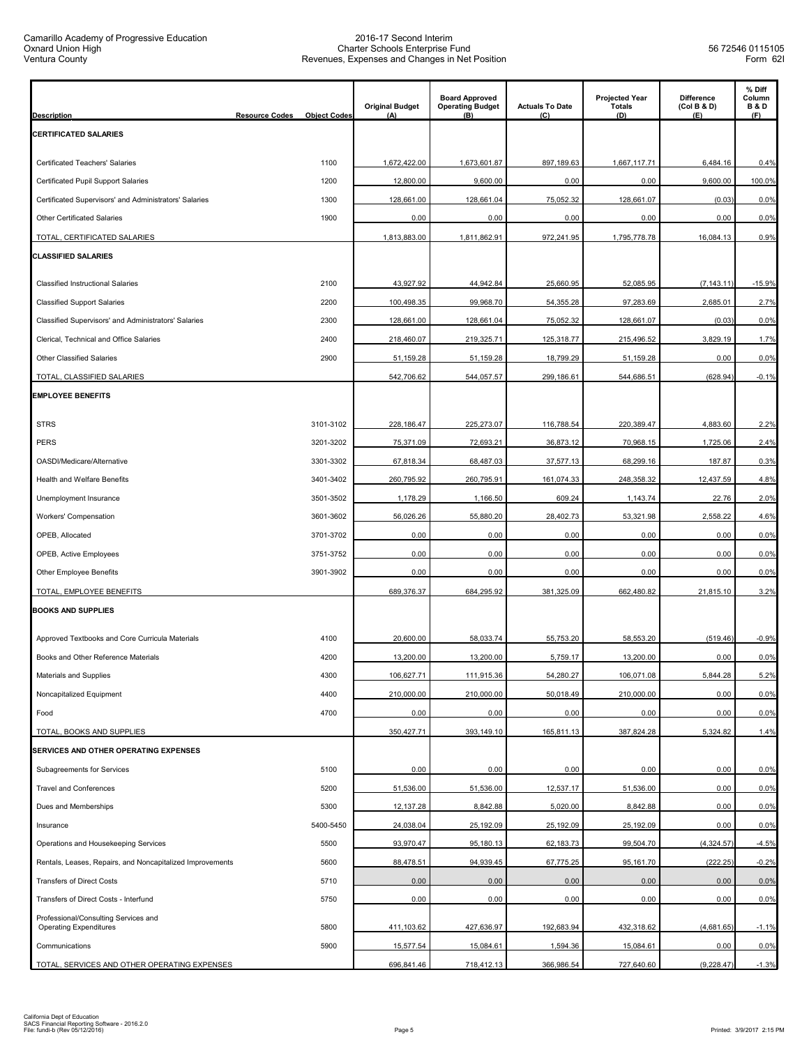Camarillo Academy of Progressive Education
Oxnard Union High
Ventura County

2016-17 Second Interim
Charter Schools Enterprise Fund
Revenues, Expenses and Changes in Net Position

56 72546 0115105
Form 62I

| Description | Resource Codes | Object Codes | Original Budget (A) | Board Approved Operating Budget (B) | Actuals To Date (C) | Projected Year Totals (D) | Difference (Col B & D) (E) | % Diff Column B & D (F) |
|---|---|---|---|---|---|---|---|---|
| **CERTIFICATED SALARIES** | | | | | | | | |
| Certificated Teachers' Salaries | | 1100 | 1,672,422.00 | 1,673,601.87 | 897,189.63 | 1,667,117.71 | 6,484.16 | 0.4% |
| Certificated Pupil Support Salaries | | 1200 | 12,800.00 | 9,600.00 | 0.00 | 0.00 | 9,600.00 | 100.0% |
| Certificated Supervisors' and Administrators' Salaries | | 1300 | 128,661.00 | 128,661.04 | 75,052.32 | 128,661.07 | (0.03) | 0.0% |
| Other Certificated Salaries | | 1900 | 0.00 | 0.00 | 0.00 | 0.00 | 0.00 | 0.0% |
| TOTAL, CERTIFICATED SALARIES | | | 1,813,883.00 | 1,811,862.91 | 972,241.95 | 1,795,778.78 | 16,084.13 | 0.9% |
| **CLASSIFIED SALARIES** | | | | | | | | |
| Classified Instructional Salaries | | 2100 | 43,927.92 | 44,942.84 | 25,660.95 | 52,085.95 | (7,143.11) | -15.9% |
| Classified Support Salaries | | 2200 | 100,498.35 | 99,968.70 | 54,355.28 | 97,283.69 | 2,685.01 | 2.7% |
| Classified Supervisors' and Administrators' Salaries | | 2300 | 128,661.00 | 128,661.04 | 75,052.32 | 128,661.07 | (0.03) | 0.0% |
| Clerical, Technical and Office Salaries | | 2400 | 218,460.07 | 219,325.71 | 125,318.77 | 215,496.52 | 3,829.19 | 1.7% |
| Other Classified Salaries | | 2900 | 51,159.28 | 51,159.28 | 18,799.29 | 51,159.28 | 0.00 | 0.0% |
| TOTAL, CLASSIFIED SALARIES | | | 542,706.62 | 544,057.57 | 299,186.61 | 544,686.51 | (628.94) | -0.1% |
| **EMPLOYEE BENEFITS** | | | | | | | | |
| STRS | | 3101-3102 | 228,186.47 | 225,273.07 | 116,788.54 | 220,389.47 | 4,883.60 | 2.2% |
| PERS | | 3201-3202 | 75,371.09 | 72,693.21 | 36,873.12 | 70,968.15 | 1,725.06 | 2.4% |
| OASDI/Medicare/Alternative | | 3301-3302 | 67,818.34 | 68,487.03 | 37,577.13 | 68,299.16 | 187.87 | 0.3% |
| Health and Welfare Benefits | | 3401-3402 | 260,795.92 | 260,795.91 | 161,074.33 | 248,358.32 | 12,437.59 | 4.8% |
| Unemployment Insurance | | 3501-3502 | 1,178.29 | 1,166.50 | 609.24 | 1,143.74 | 22.76 | 2.0% |
| Workers' Compensation | | 3601-3602 | 56,026.26 | 55,880.20 | 28,402.73 | 53,321.98 | 2,558.22 | 4.6% |
| OPEB, Allocated | | 3701-3702 | 0.00 | 0.00 | 0.00 | 0.00 | 0.00 | 0.0% |
| OPEB, Active Employees | | 3751-3752 | 0.00 | 0.00 | 0.00 | 0.00 | 0.00 | 0.0% |
| Other Employee Benefits | | 3901-3902 | 0.00 | 0.00 | 0.00 | 0.00 | 0.00 | 0.0% |
| TOTAL, EMPLOYEE BENEFITS | | | 689,376.37 | 684,295.92 | 381,325.09 | 662,480.82 | 21,815.10 | 3.2% |
| **BOOKS AND SUPPLIES** | | | | | | | | |
| Approved Textbooks and Core Curricula Materials | | 4100 | 20,600.00 | 58,033.74 | 55,753.20 | 58,553.20 | (519.46) | -0.9% |
| Books and Other Reference Materials | | 4200 | 13,200.00 | 13,200.00 | 5,759.17 | 13,200.00 | 0.00 | 0.0% |
| Materials and Supplies | | 4300 | 106,627.71 | 111,915.36 | 54,280.27 | 106,071.08 | 5,844.28 | 5.2% |
| Noncapitalized Equipment | | 4400 | 210,000.00 | 210,000.00 | 50,018.49 | 210,000.00 | 0.00 | 0.0% |
| Food | | 4700 | 0.00 | 0.00 | 0.00 | 0.00 | 0.00 | 0.0% |
| TOTAL, BOOKS AND SUPPLIES | | | 350,427.71 | 393,149.10 | 165,811.13 | 387,824.28 | 5,324.82 | 1.4% |
| **SERVICES AND OTHER OPERATING EXPENSES** | | | | | | | | |
| Subagreements for Services | | 5100 | 0.00 | 0.00 | 0.00 | 0.00 | 0.00 | 0.0% |
| Travel and Conferences | | 5200 | 51,536.00 | 51,536.00 | 12,537.17 | 51,536.00 | 0.00 | 0.0% |
| Dues and Memberships | | 5300 | 12,137.28 | 8,842.88 | 5,020.00 | 8,842.88 | 0.00 | 0.0% |
| Insurance | | 5400-5450 | 24,038.04 | 25,192.09 | 25,192.09 | 25,192.09 | 0.00 | 0.0% |
| Operations and Housekeeping Services | | 5500 | 93,970.47 | 95,180.13 | 62,183.73 | 99,504.70 | (4,324.57) | -4.5% |
| Rentals, Leases, Repairs, and Noncapitalized Improvements | | 5600 | 88,478.51 | 94,939.45 | 67,775.25 | 95,161.70 | (222.25) | -0.2% |
| Transfers of Direct Costs | | 5710 | 0.00 | 0.00 | 0.00 | 0.00 | 0.00 | 0.0% |
| Transfers of Direct Costs - Interfund | | 5750 | 0.00 | 0.00 | 0.00 | 0.00 | 0.00 | 0.0% |
| Professional/Consulting Services and Operating Expenditures | | 5800 | 411,103.62 | 427,636.97 | 192,683.94 | 432,318.62 | (4,681.65) | -1.1% |
| Communications | | 5900 | 15,577.54 | 15,084.61 | 1,594.36 | 15,084.61 | 0.00 | 0.0% |
| TOTAL, SERVICES AND OTHER OPERATING EXPENSES | | | 696,841.46 | 718,412.13 | 366,986.54 | 727,640.60 | (9,228.47) | -1.3% |

California Dept of Education
SACS Financial Reporting Software - 2016.2.0
File: fundi-b (Rev 05/12/2016)

Printed: 3/9/2017 2:15 PM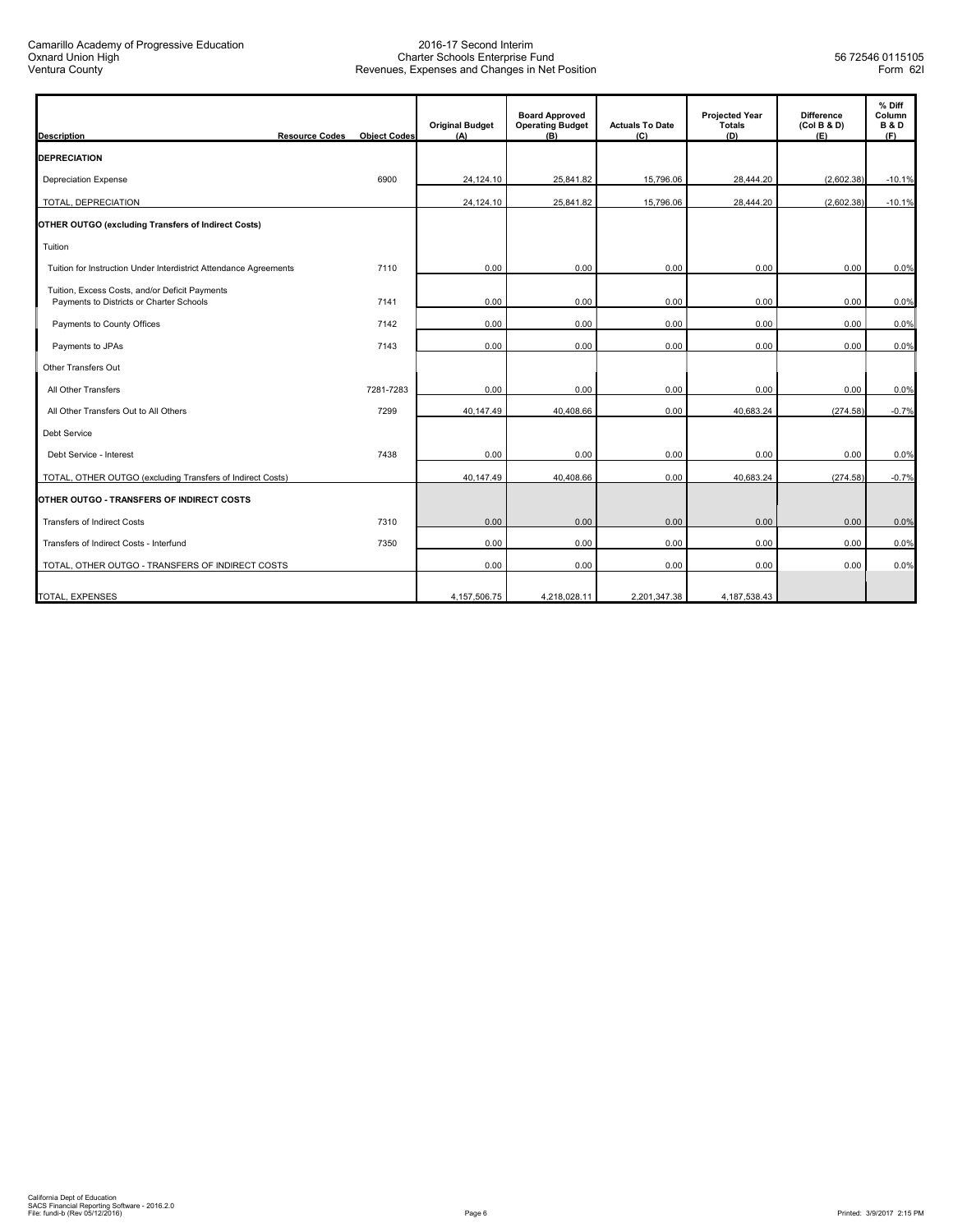| Description | Resource Codes | Object Codes | Original Budget (A) | Board Approved Operating Budget (B) | Actuals To Date (C) | Projected Year Totals (D) | Difference (Col B & D) (E) | % Diff Column B & D (F) |
|---|---|---|---|---|---|---|---|---|
| **DEPRECIATION** | | | | | | | | |
| Depreciation Expense | | 6900 | 24,124.10 | 25,841.82 | 15,796.06 | 28,444.20 | (2,602.38) | -10.1% |
| TOTAL, DEPRECIATION | | | 24,124.10 | 25,841.82 | 15,796.06 | 28,444.20 | (2,602.38) | -10.1% |
| **OTHER OUTGO (excluding Transfers of Indirect Costs)** | | | | | | | | |
| Tuition | | | | | | | | |
| Tuition for Instruction Under Interdistrict Attendance Agreements | | 7110 | 0.00 | 0.00 | 0.00 | 0.00 | 0.00 | 0.0% |
| Tuition, Excess Costs, and/or Deficit Payments Payments to Districts or Charter Schools | | 7141 | 0.00 | 0.00 | 0.00 | 0.00 | 0.00 | 0.0% |
| Payments to County Offices | | 7142 | 0.00 | 0.00 | 0.00 | 0.00 | 0.00 | 0.0% |
| Payments to JPAs | | 7143 | 0.00 | 0.00 | 0.00 | 0.00 | 0.00 | 0.0% |
| Other Transfers Out | | | | | | | | |
| All Other Transfers | | 7281-7283 | 0.00 | 0.00 | 0.00 | 0.00 | 0.00 | 0.0% |
| All Other Transfers Out to All Others | | 7299 | 40,147.49 | 40,408.66 | 0.00 | 40,683.24 | (274.58) | -0.7% |
| Debt Service | | | | | | | | |
| Debt Service - Interest | | 7438 | 0.00 | 0.00 | 0.00 | 0.00 | 0.00 | 0.0% |
| TOTAL, OTHER OUTGO (excluding Transfers of Indirect Costs) | | | 40,147.49 | 40,408.66 | 0.00 | 40,683.24 | (274.58) | -0.7% |
| **OTHER OUTGO - TRANSFERS OF INDIRECT COSTS** | | | | | | | | |
| Transfers of Indirect Costs | | 7310 | 0.00 | 0.00 | 0.00 | 0.00 | 0.00 | 0.0% |
| Transfers of Indirect Costs - Interfund | | 7350 | 0.00 | 0.00 | 0.00 | 0.00 | 0.00 | 0.0% |
| TOTAL, OTHER OUTGO - TRANSFERS OF INDIRECT COSTS | | | 0.00 | 0.00 | 0.00 | 0.00 | 0.00 | 0.0% |
| TOTAL, EXPENSES | | | 4,157,506.75 | 4,218,028.11 | 2,201,347.38 | 4,187,538.43 | | |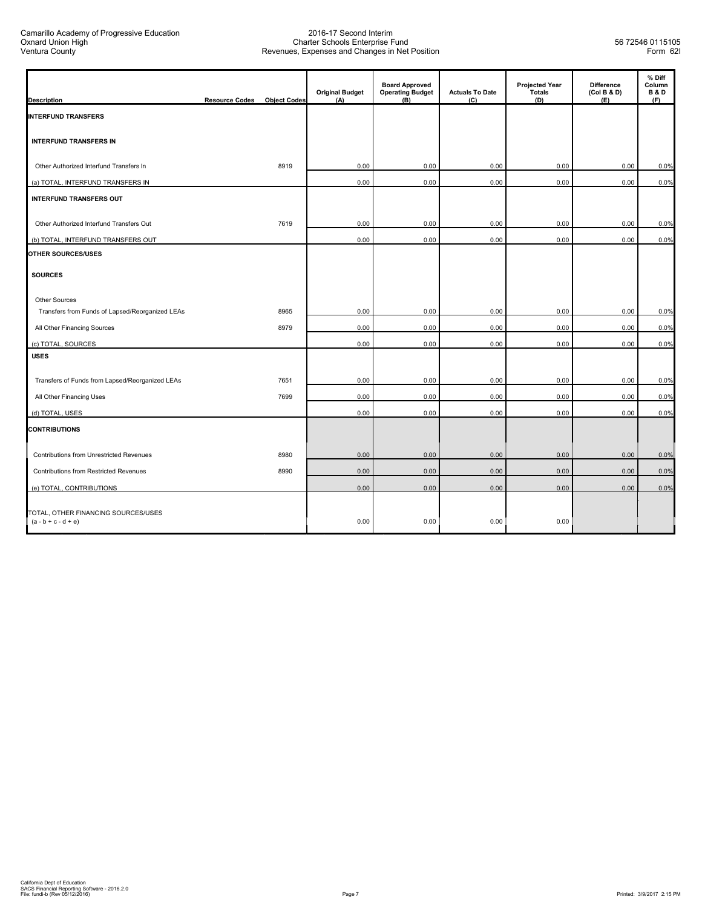Camarillo Academy of Progressive Education
Oxnard Union High
Ventura County

2016-17 Second Interim
Charter Schools Enterprise Fund
Revenues, Expenses and Changes in Net Position

56 72546 0115105
Form 62I

| Description | Resource Codes | Object Codes | Original Budget (A) | Board Approved Operating Budget (B) | Actuals To Date (C) | Projected Year Totals (D) | Difference (Col B & D) (E) | % Diff Column B & D (F) |
|---|---|---|---|---|---|---|---|---|
| **INTERFUND TRANSFERS** | | | | | | | | |
| **INTERFUND TRANSFERS IN** | | | | | | | | |
| Other Authorized Interfund Transfers In | | 8919 | 0.00 | 0.00 | 0.00 | 0.00 | 0.00 | 0.0% |
| (a) TOTAL, INTERFUND TRANSFERS IN | | | 0.00 | 0.00 | 0.00 | 0.00 | 0.00 | 0.0% |
| **INTERFUND TRANSFERS OUT** | | | | | | | | |
| Other Authorized Interfund Transfers Out | | 7619 | 0.00 | 0.00 | 0.00 | 0.00 | 0.00 | 0.0% |
| (b) TOTAL, INTERFUND TRANSFERS OUT | | | 0.00 | 0.00 | 0.00 | 0.00 | 0.00 | 0.0% |
| **OTHER SOURCES/USES** | | | | | | | | |
| **SOURCES** | | | | | | | | |
| Other Sources | | | | | | | | |
| Transfers from Funds of Lapsed/Reorganized LEAs | | 8965 | 0.00 | 0.00 | 0.00 | 0.00 | 0.00 | 0.0% |
| All Other Financing Sources | | 8979 | 0.00 | 0.00 | 0.00 | 0.00 | 0.00 | 0.0% |
| (c) TOTAL, SOURCES | | | 0.00 | 0.00 | 0.00 | 0.00 | 0.00 | 0.0% |
| **USES** | | | | | | | | |
| Transfers of Funds from Lapsed/Reorganized LEAs | | 7651 | 0.00 | 0.00 | 0.00 | 0.00 | 0.00 | 0.0% |
| All Other Financing Uses | | 7699 | 0.00 | 0.00 | 0.00 | 0.00 | 0.00 | 0.0% |
| (d) TOTAL, USES | | | 0.00 | 0.00 | 0.00 | 0.00 | 0.00 | 0.0% |
| **CONTRIBUTIONS** | | | | | | | | |
| Contributions from Unrestricted Revenues | | 8980 | 0.00 | 0.00 | 0.00 | 0.00 | 0.00 | 0.0% |
| Contributions from Restricted Revenues | | 8990 | 0.00 | 0.00 | 0.00 | 0.00 | 0.00 | 0.0% |
| (e) TOTAL, CONTRIBUTIONS | | | 0.00 | 0.00 | 0.00 | 0.00 | 0.00 | 0.0% |
| TOTAL, OTHER FINANCING SOURCES/USES (a - b + c - d + e) | | | 0.00 | 0.00 | 0.00 | 0.00 | | |

California Dept of Education
SACS Financial Reporting Software - 2016.2.0
File: fundi-b (Rev 05/12/2016)

Printed: 3/9/2017 2:15 PM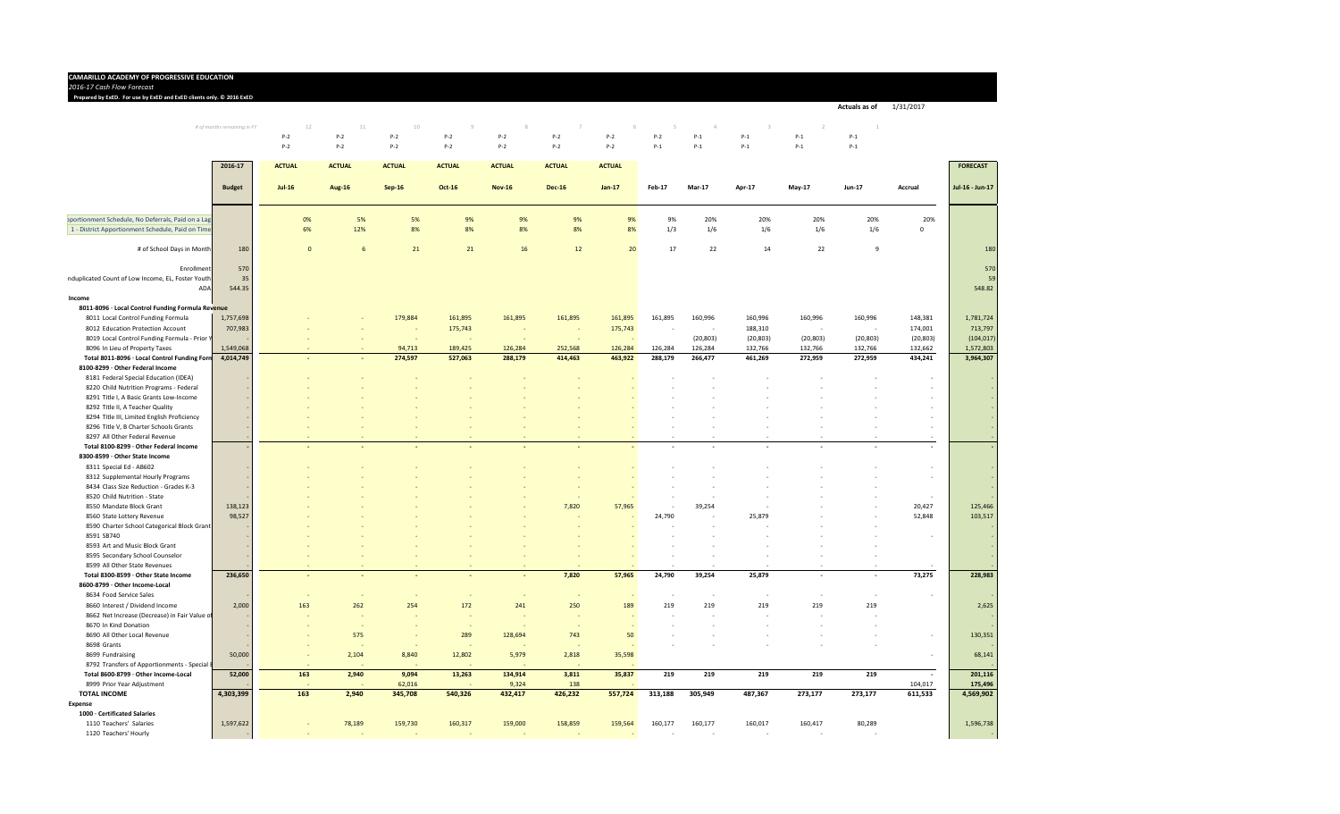**CAMARILLO ACADEMY OF PROGRESSIVE EDUCATION**

*2016-17 Cash Flow Forecast*

**Prepared by ExEd. For use by ExEd and ExEd clients only. © 2016 ExEd**

Actuals as of 1/31/2017

| | 2016-17 | ACTUAL | ACTUAL | ACTUAL | ACTUAL | ACTUAL | ACTUAL | ACTUAL | | | | | | | FORECAST |
|---|---|---|---|---|---|---|---|---|---|---|---|---|---|---|---|
| # of months remaining in FY | | 12 | 11 | 10 | 9 | 8 | 7 | 6 | 5 | 4 | 3 | 2 | 1 | | |
| | | P-2 | P-2 | P-2 | P-2 | P-2 | P-2 | P-2 | P-2 | P-1 | P-1 | P-1 | P-1 | | |
| | | P-2 | P-2 | P-2 | P-2 | P-2 | P-2 | P-2 | P-1 | P-1 | P-1 | P-1 | P-1 | | |
| | Budget | Jul-16 | Aug-16 | Sep-16 | Oct-16 | Nov-16 | Dec-16 | Jan-17 | Feb-17 | Mar-17 | Apr-17 | May-17 | Jun-17 | Accrual | Jul-16 - Jun-17 |
| Apportionment Schedule, No Deferrals, Paid on a Lag | | 0% | 5% | 5% | 9% | 9% | 9% | 9% | 9% | 20% | 20% | 20% | 20% | 20% | |
| 1 - District Apportionment Schedule, Paid on Time | | 6% | 12% | 8% | 8% | 8% | 8% | 8% | 1/3 | 1/6 | 1/6 | 1/6 | 1/6 | 0 | |
| # of School Days in Month | 180 | 0 | 6 | 21 | 21 | 16 | 12 | 20 | 17 | 22 | 14 | 22 | 9 | | 180 |
| Enrollment | 570 | | | | | | | | | | | | | | 570 |
| Unduplicated Count of Low Income, EL, Foster Youth | 35 | | | | | | | | | | | | | | 59 |
| ADA | 544.35 | | | | | | | | | | | | | | 548.82 |
| **Income** | | | | | | | | | | | | | | | |
| **8011-8096 · Local Control Funding Formula Revenue** | | | | | | | | | | | | | | | |
| 8011 Local Control Funding Formula | 1,757,698 | - | - | 179,884 | 161,895 | 161,895 | 161,895 | 161,895 | 161,895 | 160,996 | 160,996 | 160,996 | 160,996 | 148,381 | 1,781,724 |
| 8012 Education Protection Account | 707,983 | - | - | - | 175,743 | - | - | 175,743 | - | - | 188,310 | - | - | 174,001 | 713,797 |
| 8019 Local Control Funding Formula - Prior Y | - | - | - | - | - | - | - | - | - | (20,803) | (20,803) | (20,803) | (20,803) | (20,803) | (104,017) |
| 8096 In Lieu of Property Taxes | 1,549,068 | - | - | 94,713 | 189,425 | 126,284 | 252,568 | 126,284 | 126,284 | 126,284 | 132,766 | 132,766 | 132,766 | 132,662 | 1,572,803 |
| **Total 8011-8096 · Local Control Funding Form** | **4,014,749** | - | - | **274,597** | **527,063** | **288,179** | **414,463** | **463,922** | **288,179** | **266,477** | **461,269** | **272,959** | **272,959** | **434,241** | **3,964,307** |
| **8100-8299 · Other Federal Income** | | | | | | | | | | | | | | | |
| 8181 Federal Special Education (IDEA) | - | - | - | - | - | - | - | - | - | - | - | - | - | - | - |
| 8220 Child Nutrition Programs - Federal | - | - | - | - | - | - | - | - | - | - | - | - | - | - | - |
| 8291 Title I, A Basic Grants Low-Income | - | - | - | - | - | - | - | - | - | - | - | - | - | - | - |
| 8292 Title II, A Teacher Quality | - | - | - | - | - | - | - | - | - | - | - | - | - | - | - |
| 8294 Title III, Limited English Proficiency | - | - | - | - | - | - | - | - | - | - | - | - | - | - | - |
| 8296 Title V, B Charter Schools Grants | - | - | - | - | - | - | - | - | - | - | - | - | - | - | - |
| 8297 All Other Federal Revenue | - | - | - | - | - | - | - | - | - | - | - | - | - | - | - |
| **Total 8100-8299 · Other Federal Income** | - | - | - | - | - | - | - | - | - | - | - | - | - | - | - |
| **8300-8599 · Other State Income** | | | | | | | | | | | | | | | |
| 8311 Special Ed - AB602 | - | - | - | - | - | - | - | - | - | - | - | - | - | - | - |
| 8312 Supplemental Hourly Programs | - | - | - | - | - | - | - | - | - | - | - | - | - | - | - |
| 8434 Class Size Reduction - Grades K-3 | - | - | - | - | - | - | - | - | - | - | - | - | - | - | - |
| 8520 Child Nutrition - State | - | - | - | - | - | - | - | - | - | - | - | - | - | - | - |
| 8550 Mandate Block Grant | 138,123 | - | - | - | - | - | 7,820 | 57,965 | - | 39,254 | - | - | - | 20,427 | 125,466 |
| 8560 State Lottery Revenue | 98,527 | - | - | - | - | - | - | - | 24,790 | - | 25,879 | - | - | 52,848 | 103,517 |
| 8590 Charter School Categorical Block Grant | - | - | - | - | - | - | - | - | - | - | - | - | - | - | - |
| 8591 SB740 | - | - | - | - | - | - | - | - | - | - | - | - | - | - | - |
| 8593 Art and Music Block Grant | - | - | - | - | - | - | - | - | - | - | - | - | - | | - |
| 8595 Secondary School Counselor | - | - | - | - | - | - | - | - | - | - | - | - | - | | - |
| 8599 All Other State Revenues | - | - | - | - | - | - | - | - | - | - | - | - | - | - | - |
| **Total 8300-8599 · Other State Income** | **236,650** | - | - | - | - | - | **7,820** | **57,965** | **24,790** | **39,254** | **25,879** | - | - | **73,275** | **228,983** |
| **8600-8799 · Other Income-Local** | | | | | | | | | | | | | | | |
| 8634 Food Service Sales | - | - | - | - | - | - | - | - | - | - | - | - | - | - | - |
| 8660 Interest / Dividend Income | 2,000 | 163 | 262 | 254 | 172 | 241 | 250 | 189 | 219 | 219 | 219 | 219 | 219 | | 2,625 |
| 8662 Net Increase (Decrease) in Fair Value of | - | - | - | - | - | - | - | - | - | - | - | - | - | | - |
| 8670 In Kind Donation | - | - | - | - | - | - | - | - | | | | | | | - |
| 8690 All Other Local Revenue | - | - | 575 | - | 289 | 128,694 | 743 | 50 | - | - | - | - | - | - | 130,351 |
| 8698 Grants | - | - | - | - | - | - | - | - | | | | | | | - |
| 8699 Fundraising | 50,000 | - | 2,104 | 8,840 | 12,802 | 5,979 | 2,818 | 35,598 | | | | | | - | 68,141 |
| 8792 Transfers of Apportionments - Special E | - | - | - | - | - | - | - | - | | | | | | | - |
| **Total 8600-8799 · Other Income-Local** | **52,000** | **163** | **2,940** | **9,094** | **13,263** | **134,914** | **3,811** | **35,837** | **219** | **219** | **219** | **219** | **219** | - | **201,116** |
| 8999 Prior Year Adjustment | - | - | - | 62,016 | - | 9,324 | 138 | - | | | | | | 104,017 | 175,496 |
| **TOTAL INCOME** | **4,303,399** | **163** | **2,940** | **345,708** | **540,326** | **432,417** | **426,232** | **557,724** | **313,188** | **305,949** | **487,367** | **273,177** | **273,177** | **611,533** | **4,569,902** |
| **Expense** | | | | | | | | | | | | | | | |
| **1000 · Certificated Salaries** | | | | | | | | | | | | | | | |
| 1110 Teachers' Salaries | 1,597,622 | - | 78,189 | 159,730 | 160,317 | 159,000 | 158,859 | 159,564 | 160,177 | 160,177 | 160,017 | 160,417 | 80,289 | | 1,596,738 |
| 1120 Teachers' Hourly | - | - | - | - | - | - | - | - | - | - | - | - | - | | - |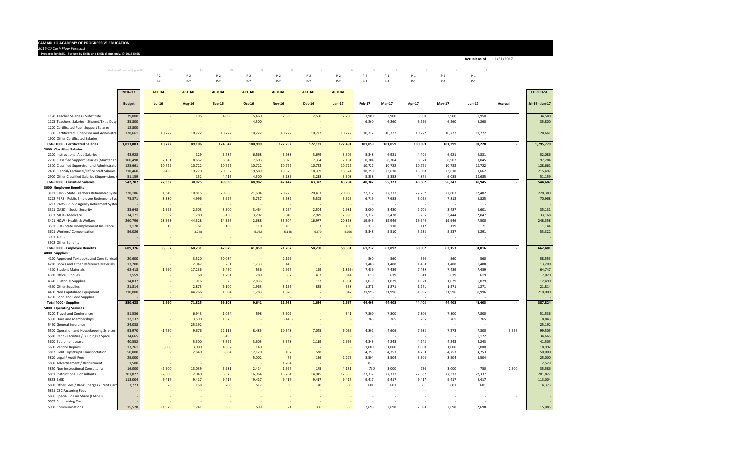**CAMARILLO ACADEMY OF PROGRESSIVE EDUCATION**

*2016-17 Cash Flow Forecast*

**Prepared by ExED. For use by ExED and ExED clients only. © 2016 ExED**

**Actuals as of** 1/31/2017

| # of months remaining in FY | 2016-17 | 12 | 11 | 10 | 9 | 8 | 7 | 6 | 5 | 4 | 3 | 2 | 1 | | |
|---|---|---|---|---|---|---|---|---|---|---|---|---|---|---|---|
| | | P-2 | P-2 | P-2 | P-2 | P-2 | P-2 | P-2 | P-2 | P-1 | P-1 | P-1 | P-1 | | |
| | | P-2 | P-2 | P-2 | P-2 | P-2 | P-2 | P-2 | P-1 | P-1 | P-1 | P-1 | P-1 | | |
| | **2016-17** | **ACTUAL** | **ACTUAL** | **ACTUAL** | **ACTUAL** | **ACTUAL** | **ACTUAL** | **ACTUAL** | | | | | | | **FORECAST** |
| | **Budget** | **Jul-16** | **Aug-16** | **Sep-16** | **Oct-16** | **Nov-16** | **Dec-16** | **Jan-17** | **Feb-17** | **Mar-17** | **Apr-17** | **May-17** | **Jun-17** | **Accrual** | **Jul-16 - Jun-17** |
| 1170 Teacher Salaries - Substitute | 39,000 | - | 195 | 4,090 | 5,460 | 2,530 | 2,550 | 2,205 | 3,900 | 3,900 | 3,900 | 3,900 | 1,950 | | 34,580 |
| 1175 Teachers' Salaries - Stipend/Extra Duty | 35,800 | - | - | - | 4,500 | - | - | - | 6,260 | 6,260 | 6,260 | 6,260 | 6,260 | | 35,800 |
| 1200 Certificated Pupil Support Salaries | 12,800 | - | - | - | - | - | - | - | - | - | - | - | - | | - |
| 1300 Certificated Supervisor and Administrat | 128,661 | 10,722 | 10,722 | 10,722 | 10,722 | 10,722 | 10,722 | 10,722 | 10,722 | 10,722 | 10,722 | 10,722 | 10,722 | | 128,661 |
| 1900 Other Certificated Salaries | - | | | | | | | | | | | | | | - |
| **Total 1000 · Certificated Salaries** | **1,813,883** | **10,722** | **89,106** | **174,542** | **180,999** | **172,252** | **172,131** | **172,491** | **181,059** | **181,059** | **180,899** | **181,299** | **99,220** | **-** | **1,795,779** |
| **2000 · Classified Salaries** | | | | | | | | | | | | | | | |
| 2100 Instructional Aide Salaries | 43,928 | - | 129 | 5,787 | 6,568 | 5,988 | 3,679 | 3,509 | 5,348 | 6,921 | 4,404 | 6,921 | 2,831 | | 52,086 |
| 2200 Classified Support Salaries (Maintenan | 100,498 | 7,181 | 8,652 | 8,348 | 7,603 | 8,026 | 7,364 | 7,181 | 8,704 | 8,704 | 8,573 | 8,902 | 8,045 | | 97,284 |
| 2300 Classified Supervisor and Administrato | 128,661 | 10,722 | 10,722 | 10,722 | 10,722 | 10,722 | 10,722 | 10,722 | 10,722 | 10,722 | 10,722 | 10,722 | 10,722 | | 128,661 |
| 2400 Clerical/Technical/Office Staff Salaries | 218,460 | 9,430 | 19,270 | 20,562 | 19,589 | 19,525 | 18,369 | 18,574 | 18,250 | 23,618 | 15,030 | 23,618 | 9,662 | | 215,497 |
| 2900 Other Classified Salaries (Supervision, A | 51,159 | - | 152 | 4,416 | 4,500 | 3,185 | 3,238 | 3,308 | 5,358 | 5,358 | 4,874 | 6,085 | 10,685 | | 51,159 |
| **Total 2000 · Classified Salaries** | **542,707** | **27,332** | **38,925** | **49,836** | **48,982** | **47,447** | **43,372** | **43,294** | **48,382** | **55,323** | **43,602** | **56,247** | **41,945** | **-** | **544,687** |
| **3000 · Employee Benefits** | | | | | | | | | | | | | | | |
| 3111 STRS - State Teachers Retirement Syste | 228,186 | 1,349 | 10,815 | 20,858 | 21,604 | 20,725 | 20,453 | 20,985 | 22,777 | 22,777 | 22,757 | 22,807 | 12,482 | | 220,389 |
| 3212 PERS - Public Employee Retirement Sys | 75,371 | 3,380 | 4,996 | 5,927 | 5,757 | 5,682 | 5,505 | 5,626 | 6,719 | 7,683 | 6,055 | 7,812 | 5,825 | | 70,968 |
| 3213 PARS - Public Agency Retirement Syster | - | - | - | - | - | - | - | - | - | - | - | - | - | | - |
| 3311 OASDI - Social Security | 33,648 | 1,695 | 2,503 | 3,500 | 3,464 | 3,264 | 2,504 | 2,981 | 3,000 | 3,430 | 2,703 | 3,487 | 2,601 | | 35,131 |
| 3331 MED - Medicare | 34,171 | 552 | 1,780 | 3,130 | 3,202 | 3,040 | 2,979 | 2,983 | 3,327 | 3,428 | 3,255 | 3,444 | 2,047 | | 33,168 |
| 3401 H&W - Health & Welfare | 260,796 | 28,563 | 44,328 | 14,356 | 2,688 | 33,304 | 16,977 | 20,858 | 19,946 | 19,946 | 19,946 | 19,946 | 7,500 | | 248,358 |
| 3501 SUI - State Unemployment Insurance | 1,178 | 19 | 61 | 108 | 110 | 105 | 103 | 103 | 115 | 118 | 112 | 119 | 71 | | 1,144 |
| 3601 Workers' Compensation | 56,026 | - | 3,748 | - | 5,032 | 5,148 | 9,679 | 4,796 | 5,348 | 5,510 | 5,233 | 5,537 | 3,291 | | 53,322 |
| 3901 403B | - | - | - | - | - | - | - | - | - | - | - | - | - | | - |
| 3902 Other Benefits | - | - | - | - | - | - | - | - | - | - | - | - | - | | - |
| **Total 3000 · Employee Benefits** | **689,376** | **35,557** | **68,231** | **47,879** | **41,859** | **71,267** | **58,200** | **58,331** | **61,232** | **62,892** | **60,062** | **63,153** | **33,816** | **-** | **662,481** |
| **4000 · Supplies** | | | | | | | | | | | | | | | |
| 4110 Approved Textbooks and Core Curricul | 20,600 | - | 3,520 | 50,034 | - | 2,199 | - | - | 560 | 560 | 560 | 560 | 560 | | 58,553 |
| 4210 Books and Other Reference Materials | 13,200 | - | 2,947 | 281 | 1,733 | 446 | - | 353 | 1,488 | 1,488 | 1,488 | 1,488 | 1,488 | | 13,200 |
| 4310 Student Materials | 62,418 | 1,990 | 17,236 | 6,460 | 536 | 2,997 | 199 | (1,865) | 7,439 | 7,439 | 7,439 | 7,439 | 7,439 | | 64,747 |
| 4350 Office Supplies | 7,559 | - | 68 | 1,201 | 789 | 587 | 467 | 814 | 619 | 619 | 619 | 619 | 619 | | 7,020 |
| 4370 Custodial Supplies | 14,837 | - | 916 | 525 | 2,835 | 955 | 132 | 1,981 | 1,029 | 1,029 | 1,029 | 1,029 | 1,029 | | 12,490 |
| 4390 Other Supplies | 21,814 | - | 2,873 | 6,100 | 1,965 | 3,156 | 825 | 538 | 1,271 | 1,271 | 1,271 | 1,271 | 1,271 | | 21,814 |
| 4400 Non Capitalized Equipment | 210,000 | - | 44,266 | 1,504 | 1,783 | 1,620 | - | 847 | 31,996 | 31,996 | 31,996 | 31,996 | 31,996 | | 210,000 |
| 4700 Food and Food Supplies | - | - | - | - | - | - | - | - | - | - | - | - | - | | - |
| **Total 4000 · Supplies** | **350,428** | **1,990** | **71,825** | **66,103** | **9,641** | **11,961** | **1,624** | **2,667** | **44,403** | **44,403** | **44,403** | **44,403** | **44,403** | **-** | **387,824** |
| **5000 · Operating Services** | | | | | | | | | | | | | | | |
| 5200 Travel and Conferences | 51,536 | - | 6,943 | 1,054 | 598 | 3,602 | - | 341 | 7,800 | 7,800 | 7,800 | 7,800 | 7,800 | | 51,536 |
| 5300 Dues and Memberships | 12,137 | - | 3,590 | 1,875 | - | (445) | - | - | 765 | 765 | 765 | 765 | 765 | | 8,843 |
| 5450 General Insurance | 24,038 | - | 25,192 | - | - | - | - | - | - | - | - | - | - | | 25,192 |
| 5500 Operation and Housekeeping Services | 93,970 | (1,750) | 9,676 | 22,115 | 8,485 | 10,548 | 7,045 | 6,065 | 4,892 | 4,606 | 7,683 | 7,273 | 7,300 | 5,566 | 99,505 |
| 5610 Rent - Facilities / Buildings / Space | 34,665 | - | - | 33,493 | - | - | - | - | - | - | - | - | 1,172 | | 34,665 |
| 5620 Equipment Lease | 40,552 | - | 5,500 | 3,692 | 3,605 | 3,378 | 1,119 | 2,996 | 4,243 | 4,243 | 4,243 | 4,243 | 4,243 | | 41,505 |
| 5630 Vendor Repairs | 13,261 | 6,000 | 3,000 | 4,802 | 140 | 50 | - | - | 1,000 | 1,000 | 1,000 | 1,000 | 1,000 | | 18,992 |
| 5812 Field Trips/Pupil Transportation | 50,000 | - | 2,640 | 5,804 | 17,120 | 107 | 528 | 36 | 4,753 | 4,753 | 4,753 | 4,753 | 4,753 | | 50,000 |
| 5820 Legal / Audit Fees | 25,000 | - | - | - | 5,002 | 76 | 126 | 2,275 | 3,504 | 3,504 | 3,504 | 3,504 | 3,504 | | 25,000 |
| 5830 Advertisement / Recruitment | 1,500 | - | - | - | - | 1,704 | - | - | 825 | | | | | | 2,529 |
| 5850 Non Instructional Consultants | 16,000 | (2,500) | 13,039 | 5,981 | 2,414 | 1,597 | 175 | 4,131 | 750 | 3,000 | 750 | 3,000 | 750 | 2,500 | 35,586 |
| 5851 Instructional Consultants | 201,827 | (2,800) | 2,040 | 6,375 | 16,964 | 15,284 | 14,945 | 12,335 | 27,337 | 27,337 | 27,337 | 27,337 | 27,337 | | 201,827 |
| 5853 ExED | 113,004 | 9,417 | 9,417 | 9,417 | 9,417 | 9,417 | 9,417 | 9,417 | 9,417 | 9,417 | 9,417 | 9,417 | 9,417 | | 113,004 |
| 5890 Other Fees / Bank Charges / Credit Card | 3,773 | 25 | 158 | 200 | 517 | 30 | 70 | 369 | 601 | 601 | 601 | 601 | 601 | | 4,373 |
| 5891 CSC Factoring Fees | - | - | - | - | - | - | - | - | - | - | - | - | - | | - |
| 5896 Special Ed Fair Share (LAUSD) | - | - | - | - | - | - | - | - | - | - | - | - | - | - | - |
| 5897 Fundraising Cost | - | - | - | - | - | - | - | - | - | - | - | - | - | | - |
| 5900 Communications | 15,578 | (1,979) | 1,741 | 368 | 599 | 21 | 306 | 538 | 2,698 | 2,698 | 2,698 | 2,698 | 2,698 | | 15,085 |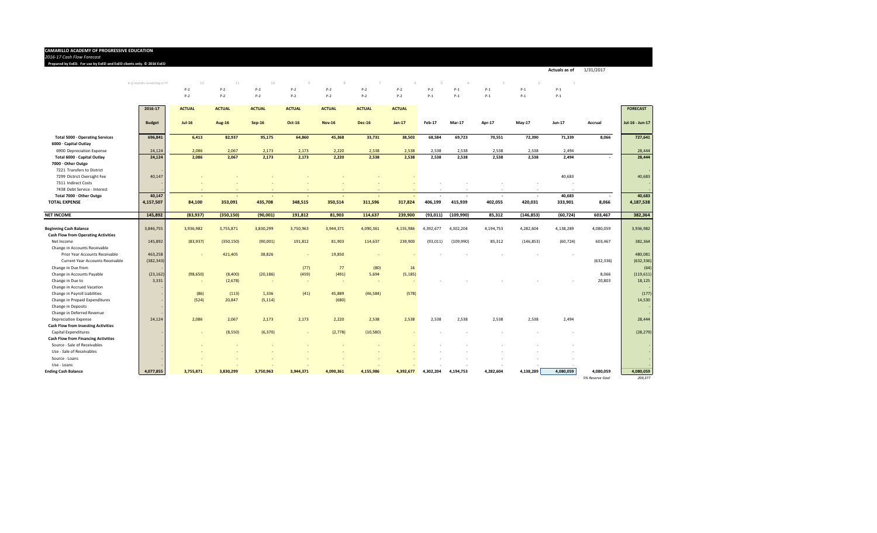**CAMARILLO ACADEMY OF PROGRESSIVE EDUCATION**

*2016-17 Cash Flow Forecast*

**Prepared by ExED. For use by ExED and ExED clients only. © 2016 ExED**

Actuals as of 1/31/2017

| | | | | | | | | | | | | | | | | |
|---|---|---|---|---|---|---|---|---|---|---|---|---|---|---|---|---|
| *# of months remaining in FY* | | 12 | 11 | 10 | 9 | 8 | 7 | 6 | 5 | 4 | 3 | 2 | 1 | | | |
| | | P-2 | P-2 | P-2 | P-2 | P-2 | P-2 | P-2 | P-2 | P-2 | P-1 | P-1 | P-1 | | | |
| | | P-2 | P-2 | P-2 | P-2 | P-2 | P-2 | P-2 | P-1 | P-1 | P-1 | P-1 | P-1 | | | |
| | **2016-17** | **ACTUAL** | **ACTUAL** | **ACTUAL** | **ACTUAL** | **ACTUAL** | **ACTUAL** | **ACTUAL** | | | | | | | | **FORECAST** |
| | **Budget** | **Jul-16** | **Aug-16** | **Sep-16** | **Oct-16** | **Nov-16** | **Dec-16** | **Jan-17** | **Feb-17** | **Mar-17** | **Apr-17** | **May-17** | **Jun-17** | **Accrual** | | **Jul-16 - Jun-17** |
| **Total 5000 · Operating Services** | **696,841** | **6,413** | **82,937** | **95,175** | **64,860** | **45,368** | **33,731** | **38,503** | **68,584** | **69,723** | **70,551** | **72,390** | **71,339** | **8,066** | | **727,641** |
| **6000 · Capital Outlay** | | | | | | | | | | | | | | | | |
| 6900 Depreciation Expense | 24,124 | 2,086 | 2,067 | 2,173 | 2,173 | 2,220 | 2,538 | 2,538 | 2,538 | 2,538 | 2,538 | 2,538 | 2,494 | | | 28,444 |
| **Total 6000 · Capital Outlay** | **24,124** | **2,086** | **2,067** | **2,173** | **2,173** | **2,220** | **2,538** | **2,538** | **2,538** | **2,538** | **2,538** | **2,538** | **2,494** | **-** | | **28,444** |
| **7000 · Other Outgo** | | | | | | | | | | | | | | | | |
| 7221 Transfers to District | - | | | | | | | | | | | | | | | - |
| 7299 District Oversight Fee | 40,147 | - | - | - | - | - | - | - | | | | | 40,683 | | | 40,683 |
| 7311 Indirect Costs | - | - | - | - | - | - | - | - | - | - | - | - | - | | | - |
| 7438 Debt Service - Interest | - | - | - | - | - | - | - | - | - | - | - | - | - | | | - |
| **Total 7000 · Other Outgo** | **40,147** | **-** | **-** | **-** | **-** | **-** | **-** | **-** | **-** | **-** | **-** | **-** | **40,683** | **-** | | **40,683** |
| **TOTAL EXPENSE** | **4,157,507** | **84,100** | **353,091** | **435,708** | **348,515** | **350,514** | **311,596** | **317,824** | **406,199** | **415,939** | **402,055** | **420,031** | **333,901** | **8,066** | | **4,187,538** |
| **NET INCOME** | **145,892** | **(83,937)** | **(350,150)** | **(90,001)** | **191,812** | **81,903** | **114,637** | **239,900** | **(93,011)** | **(109,990)** | **85,312** | **(146,853)** | **(60,724)** | **603,467** | | **382,364** |
| **Beginning Cash Balance** | 3,846,755 | 3,936,982 | 3,755,871 | 3,830,299 | 3,750,963 | 3,944,371 | 4,090,361 | 4,155,986 | 4,392,677 | 4,302,204 | 4,194,753 | 4,282,604 | 4,138,289 | 4,080,059 | | 3,936,982 |
| **Cash Flow from Operating Activities** | | | | | | | | | | | | | | | | |
| Net Income | 145,892 | (83,937) | (350,150) | (90,001) | 191,812 | 81,903 | 114,637 | 239,900 | (93,011) | (109,990) | 85,312 | (146,853) | (60,724) | 603,467 | | 382,364 |
| Change in Accounts Receivable | | | | | | | | | | | | | | | | |
| Prior Year Accounts Receivable | 463,258 | - | 421,405 | 38,826 | - | 19,850 | - | - | - | - | - | - | - | | | 480,081 |
| Current Year Accounts Receivable | (382,343) | | | | | | | | | | | | | (632,336) | | (632,336) |
| Change in Due from | - | | | | (77) | 77 | (80) | 16 | | | | | | | | (64) |
| Change in Accounts Payable | (23,162) | (98,650) | (8,400) | (20,186) | (459) | (491) | 5,694 | (5,185) | | | | | | 8,066 | | (119,611) |
| Change in Due to | 3,331 | - | (2,678) | - | - | - | - | - | - | - | - | - | - | 20,803 | | 18,125 |
| Change in Accrued Vacation | - | | | | | | | | | | | | | | | - |
| Change in Payroll Liabilities | - | (86) | (113) | 1,336 | (41) | 45,889 | (46,584) | (578) | | | | | | | | (177) |
| Change in Prepaid Expenditures | - | (524) | 20,847 | (5,114) | | (680) | | | | | | | | | | 14,530 |
| Change in Deposits | - | | | | | | | | | | | | | | | - |
| Change in Deferred Revenue | - | | | | | | | | | | | | | | | - |
| Depreciation Expense | 24,124 | 2,086 | 2,067 | 2,173 | 2,173 | 2,220 | 2,538 | 2,538 | 2,538 | 2,538 | 2,538 | 2,538 | 2,494 | | | 28,444 |
| **Cash Flow from Investing Activities** | | | | | | | | | | | | | | | | |
| Capital Expenditures | - | - | (8,550) | (6,370) | - | (2,778) | (10,580) | - | - | - | - | - | - | | | (28,279) |
| **Cash Flow from Financing Activities** | | | | | | | | | | | | | | | | |
| Source - Sale of Receivables | - | - | - | - | - | - | - | - | - | - | - | - | - | | | - |
| Use - Sale of Receivables | - | - | - | - | - | - | - | - | - | - | - | - | - | | | - |
| Source - Loans | - | - | - | - | - | - | - | - | - | - | - | - | - | | | - |
| Use - Loans | - | - | - | - | - | - | - | - | - | - | - | - | - | | | - |
| **Ending Cash Balance** | **4,077,855** | **3,755,871** | **3,830,299** | **3,750,963** | **3,944,371** | **4,090,361** | **4,155,986** | **4,392,677** | **4,302,204** | **4,194,753** | **4,282,604** | **4,138,289** | **4,080,059** | **4,080,059** | | **4,080,059** |
| | | | | | | | | | | | | | | *5% Reserve Goal* | | *209,377* |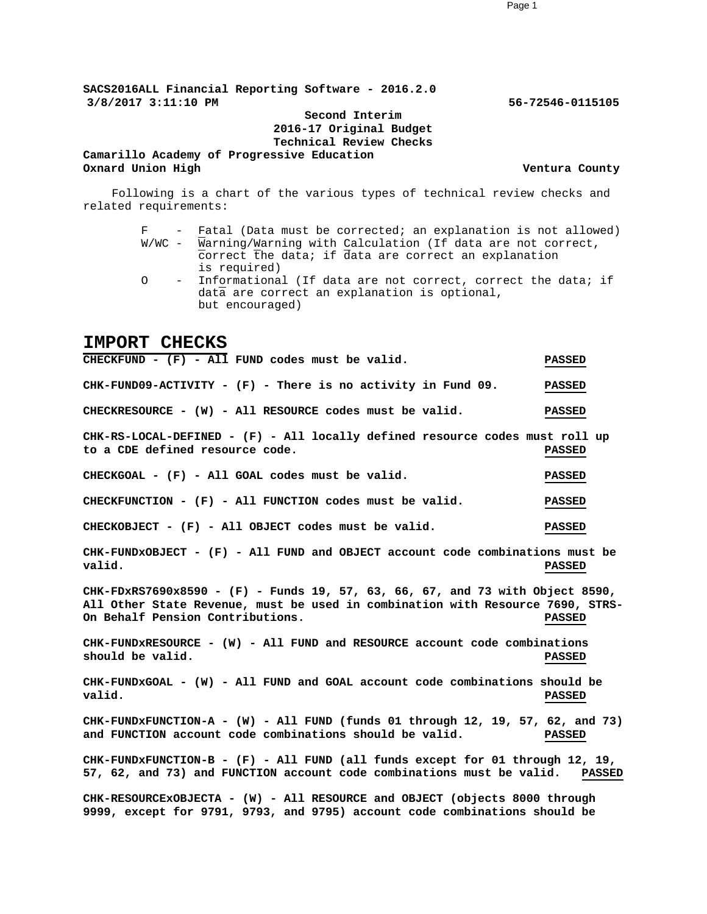**SACS2016ALL Financial Reporting Software - 2016.2.0**
**3/8/2017 3:11:10 PM** **56-72546-0115105**

**Second Interim**
**2016-17 Original Budget**
**Technical Review Checks**

**Camarillo Academy of Progressive Education**
**Oxnard Union High** **Ventura County**

Following is a chart of the various types of technical review checks and related requirements:

- F - Fatal (Data must be corrected; an explanation is not allowed)
- W/WC - Warning/Warning with Calculation (If data are not correct, correct the data; if data are correct an explanation is required)
- O - Informational (If data are not correct, correct the data; if data are correct an explanation is optional, but encouraged)

## IMPORT CHECKS

**CHECKFUND - (F) - All FUND codes must be valid.** **PASSED**

**CHK-FUND09-ACTIVITY - (F) - There is no activity in Fund 09.** **PASSED**

**CHECKRESOURCE - (W) - All RESOURCE codes must be valid.** **PASSED**

**CHK-RS-LOCAL-DEFINED - (F) - All locally defined resource codes must roll up to a CDE defined resource code.** **PASSED**

**CHECKGOAL - (F) - All GOAL codes must be valid.** **PASSED**

**CHECKFUNCTION - (F) - All FUNCTION codes must be valid.** **PASSED**

**CHECKOBJECT - (F) - All OBJECT codes must be valid.** **PASSED**

**CHK-FUNDxOBJECT - (F) - All FUND and OBJECT account code combinations must be valid.** **PASSED**

**CHK-FDxRS7690x8590 - (F) - Funds 19, 57, 63, 66, 67, and 73 with Object 8590, All Other State Revenue, must be used in combination with Resource 7690, STRS-On Behalf Pension Contributions.** **PASSED**

**CHK-FUNDxRESOURCE - (W) - All FUND and RESOURCE account code combinations should be valid.** **PASSED**

**CHK-FUNDxGOAL - (W) - All FUND and GOAL account code combinations should be valid.** **PASSED**

**CHK-FUNDxFUNCTION-A - (W) - All FUND (funds 01 through 12, 19, 57, 62, and 73) and FUNCTION account code combinations should be valid.** **PASSED**

**CHK-FUNDxFUNCTION-B - (F) - All FUND (all funds except for 01 through 12, 19, 57, 62, and 73) and FUNCTION account code combinations must be valid.** **PASSED**

**CHK-RESOURCExOBJECTA - (W) - All RESOURCE and OBJECT (objects 8000 through 9999, except for 9791, 9793, and 9795) account code combinations should be**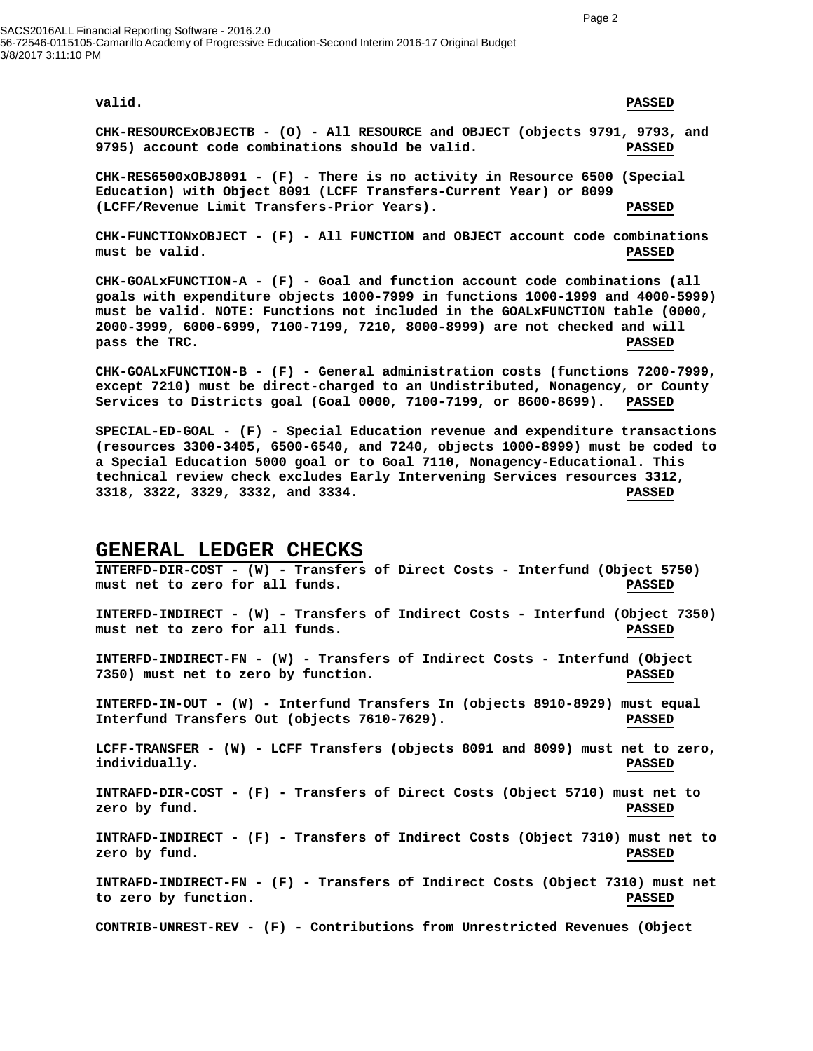valid. **PASSED**

**CHK-RESOURCExOBJECTB - (O) - All RESOURCE and OBJECT (objects 9791, 9793, and 9795) account code combinations should be valid. PASSED**

**CHK-RES6500xOBJ8091 - (F) - There is no activity in Resource 6500 (Special Education) with Object 8091 (LCFF Transfers-Current Year) or 8099 (LCFF/Revenue Limit Transfers-Prior Years). PASSED**

**CHK-FUNCTIONxOBJECT - (F) - All FUNCTION and OBJECT account code combinations must be valid. PASSED**

**CHK-GOALxFUNCTION-A - (F) - Goal and function account code combinations (all goals with expenditure objects 1000-7999 in functions 1000-1999 and 4000-5999) must be valid. NOTE: Functions not included in the GOALxFUNCTION table (0000, 2000-3999, 6000-6999, 7100-7199, 7210, 8000-8999) are not checked and will pass the TRC. PASSED**

**CHK-GOALxFUNCTION-B - (F) - General administration costs (functions 7200-7999, except 7210) must be direct-charged to an Undistributed, Nonagency, or County Services to Districts goal (Goal 0000, 7100-7199, or 8600-8699). PASSED**

**SPECIAL-ED-GOAL - (F) - Special Education revenue and expenditure transactions (resources 3300-3405, 6500-6540, and 7240, objects 1000-8999) must be coded to a Special Education 5000 goal or to Goal 7110, Nonagency-Educational. This technical review check excludes Early Intervening Services resources 3312, 3318, 3322, 3329, 3332, and 3334. PASSED**

## GENERAL LEDGER CHECKS

**INTERFD-DIR-COST - (W) - Transfers of Direct Costs - Interfund (Object 5750) must net to zero for all funds. PASSED**

**INTERFD-INDIRECT - (W) - Transfers of Indirect Costs - Interfund (Object 7350) must net to zero for all funds. PASSED**

**INTERFD-INDIRECT-FN - (W) - Transfers of Indirect Costs - Interfund (Object 7350) must net to zero by function. PASSED**

**INTERFD-IN-OUT - (W) - Interfund Transfers In (objects 8910-8929) must equal Interfund Transfers Out (objects 7610-7629). PASSED**

**LCFF-TRANSFER - (W) - LCFF Transfers (objects 8091 and 8099) must net to zero, individually. PASSED**

**INTRAFD-DIR-COST - (F) - Transfers of Direct Costs (Object 5710) must net to zero by fund. PASSED**

**INTRAFD-INDIRECT - (F) - Transfers of Indirect Costs (Object 7310) must net to zero by fund. PASSED**

**INTRAFD-INDIRECT-FN - (F) - Transfers of Indirect Costs (Object 7310) must net to zero by function. PASSED**

**CONTRIB-UNREST-REV - (F) - Contributions from Unrestricted Revenues (Object**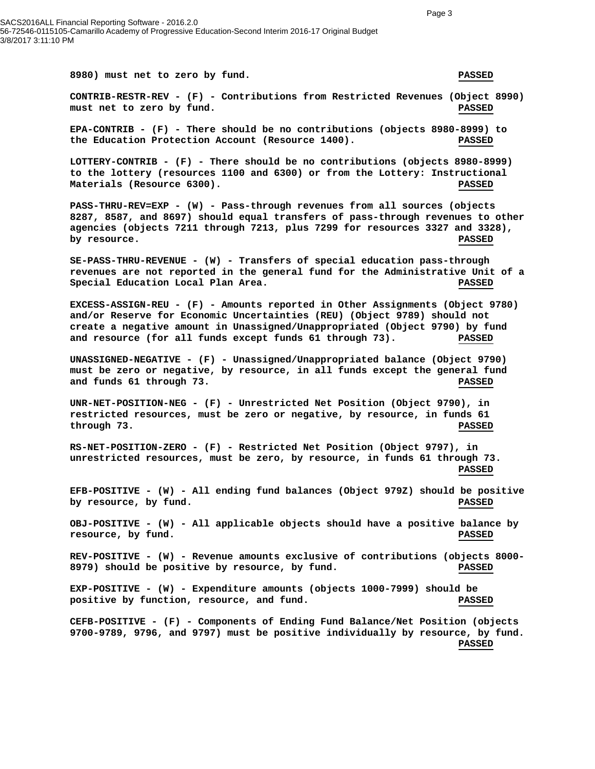**8980) must net to zero by fund.** **PASSED**

**CONTRIB-RESTR-REV - (F) - Contributions from Restricted Revenues (Object 8990) must net to zero by fund.** **PASSED**

**EPA-CONTRIB - (F) - There should be no contributions (objects 8980-8999) to the Education Protection Account (Resource 1400).** **PASSED**

**LOTTERY-CONTRIB - (F) - There should be no contributions (objects 8980-8999) to the lottery (resources 1100 and 6300) or from the Lottery: Instructional Materials (Resource 6300).** **PASSED**

**PASS-THRU-REV=EXP - (W) - Pass-through revenues from all sources (objects 8287, 8587, and 8697) should equal transfers of pass-through revenues to other agencies (objects 7211 through 7213, plus 7299 for resources 3327 and 3328), by resource.** **PASSED**

**SE-PASS-THRU-REVENUE - (W) - Transfers of special education pass-through revenues are not reported in the general fund for the Administrative Unit of a Special Education Local Plan Area.** **PASSED**

**EXCESS-ASSIGN-REU - (F) - Amounts reported in Other Assignments (Object 9780) and/or Reserve for Economic Uncertainties (REU) (Object 9789) should not create a negative amount in Unassigned/Unappropriated (Object 9790) by fund and resource (for all funds except funds 61 through 73).** **PASSED**

**UNASSIGNED-NEGATIVE - (F) - Unassigned/Unappropriated balance (Object 9790) must be zero or negative, by resource, in all funds except the general fund and funds 61 through 73.** **PASSED**

**UNR-NET-POSITION-NEG - (F) - Unrestricted Net Position (Object 9790), in restricted resources, must be zero or negative, by resource, in funds 61 through 73.** **PASSED**

**RS-NET-POSITION-ZERO - (F) - Restricted Net Position (Object 9797), in unrestricted resources, must be zero, by resource, in funds 61 through 73.** **PASSED**

**EFB-POSITIVE - (W) - All ending fund balances (Object 979Z) should be positive by resource, by fund.** **PASSED**

**OBJ-POSITIVE - (W) - All applicable objects should have a positive balance by resource, by fund.** **PASSED**

**REV-POSITIVE - (W) - Revenue amounts exclusive of contributions (objects 8000-8979) should be positive by resource, by fund.** **PASSED**

**EXP-POSITIVE - (W) - Expenditure amounts (objects 1000-7999) should be positive by function, resource, and fund.** **PASSED**

**CEFB-POSITIVE - (F) - Components of Ending Fund Balance/Net Position (objects 9700-9789, 9796, and 9797) must be positive individually by resource, by fund.** **PASSED**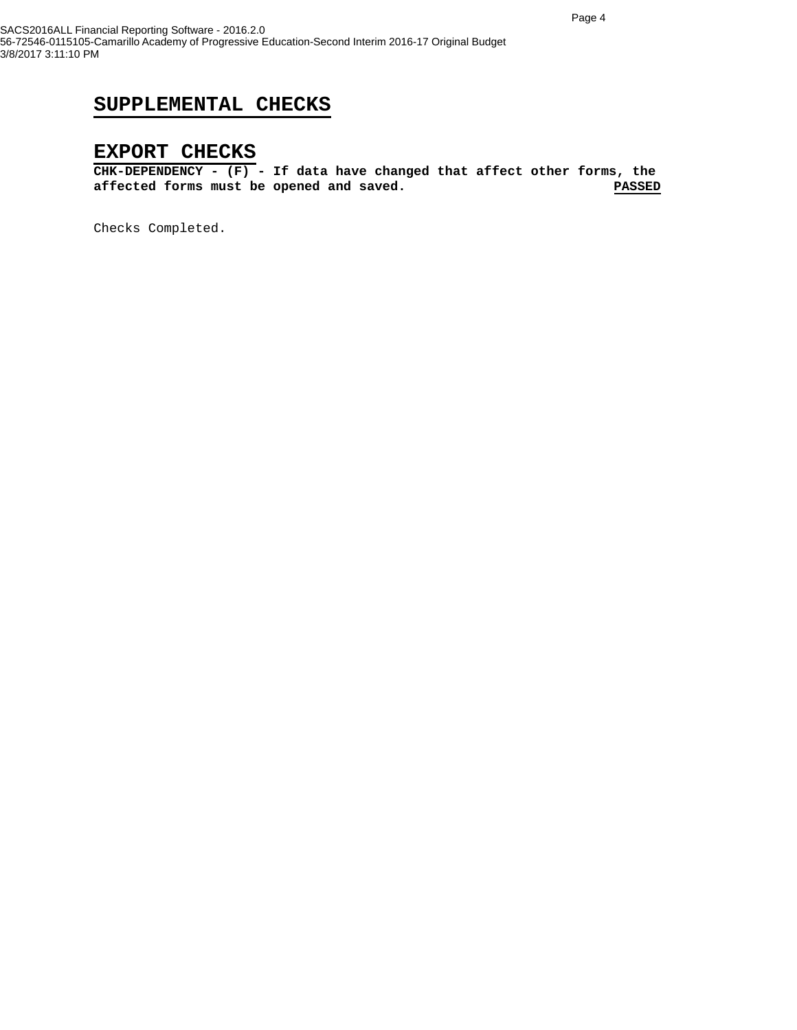# SUPPLEMENTAL CHECKS

# EXPORT CHECKS

**CHK-DEPENDENCY - (F) - If data have changed that affect other forms, the affected forms must be opened and saved.** **PASSED**

Checks Completed.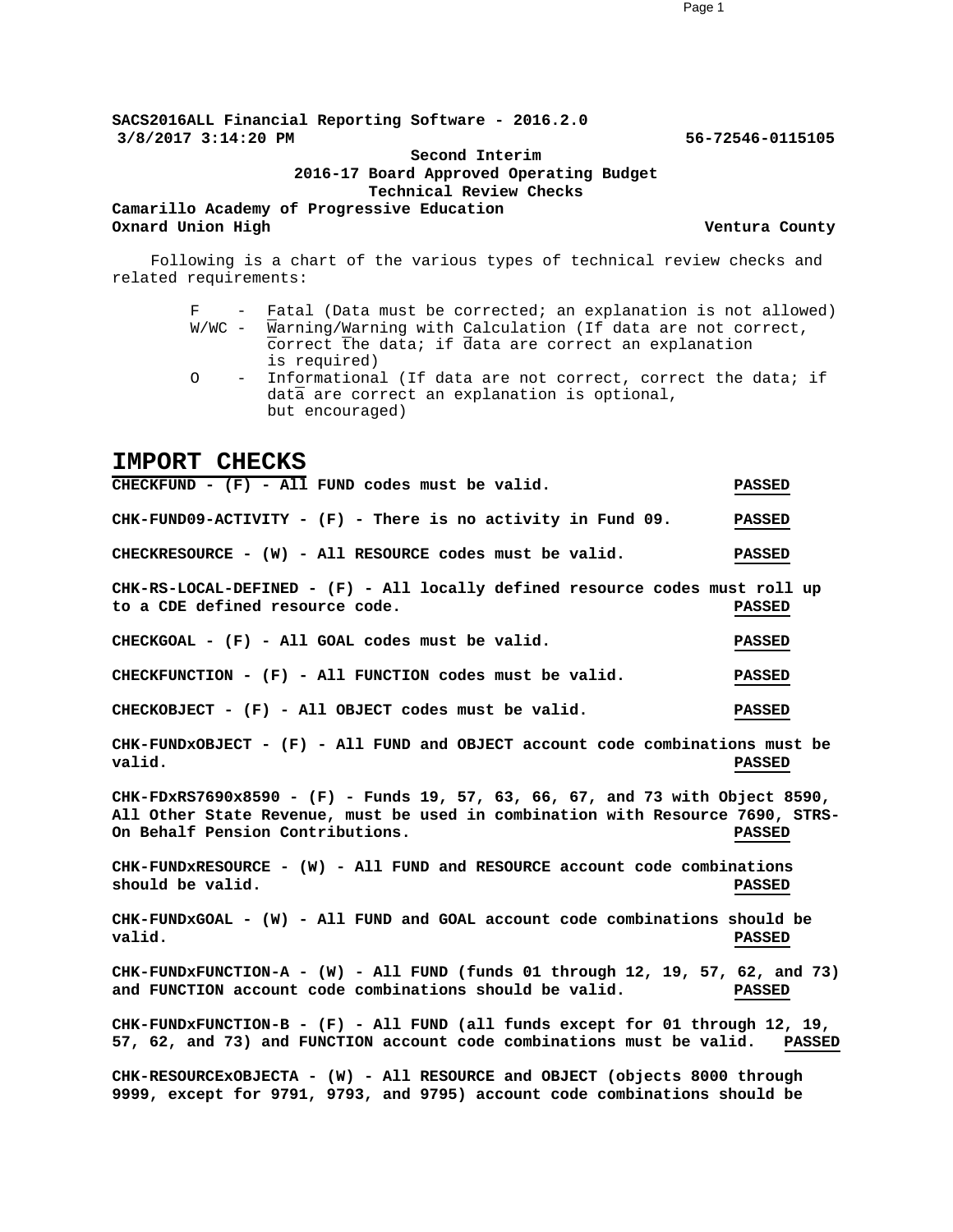**SACS2016ALL Financial Reporting Software - 2016.2.0**
**3/8/2017 3:14:20 PM** **56-72546-0115105**

**Second Interim**
**2016-17 Board Approved Operating Budget**
**Technical Review Checks**

**Camarillo Academy of Progressive Education**
**Oxnard Union High** **Ventura County**

Following is a chart of the various types of technical review checks and related requirements:

- F - Fatal (Data must be corrected; an explanation is not allowed)
- W/WC - Warning/Warning with Calculation (If data are not correct, correct the data; if data are correct an explanation is required)
- O - Informational (If data are not correct, correct the data; if data are correct an explanation is optional, but encouraged)

## IMPORT CHECKS

**CHECKFUND - (F) - All FUND codes must be valid.** **PASSED**

**CHK-FUND09-ACTIVITY - (F) - There is no activity in Fund 09.** **PASSED**

**CHECKRESOURCE - (W) - All RESOURCE codes must be valid.** **PASSED**

**CHK-RS-LOCAL-DEFINED - (F) - All locally defined resource codes must roll up to a CDE defined resource code.** **PASSED**

**CHECKGOAL - (F) - All GOAL codes must be valid.** **PASSED**

**CHECKFUNCTION - (F) - All FUNCTION codes must be valid.** **PASSED**

**CHECKOBJECT - (F) - All OBJECT codes must be valid.** **PASSED**

**CHK-FUNDxOBJECT - (F) - All FUND and OBJECT account code combinations must be valid.** **PASSED**

**CHK-FDxRS7690x8590 - (F) - Funds 19, 57, 63, 66, 67, and 73 with Object 8590, All Other State Revenue, must be used in combination with Resource 7690, STRS-On Behalf Pension Contributions.** **PASSED**

**CHK-FUNDxRESOURCE - (W) - All FUND and RESOURCE account code combinations should be valid.** **PASSED**

**CHK-FUNDxGOAL - (W) - All FUND and GOAL account code combinations should be valid.** **PASSED**

**CHK-FUNDxFUNCTION-A - (W) - All FUND (funds 01 through 12, 19, 57, 62, and 73) and FUNCTION account code combinations should be valid.** **PASSED**

**CHK-FUNDxFUNCTION-B - (F) - All FUND (all funds except for 01 through 12, 19, 57, 62, and 73) and FUNCTION account code combinations must be valid.** **PASSED**

**CHK-RESOURCExOBJECTA - (W) - All RESOURCE and OBJECT (objects 8000 through 9999, except for 9791, 9793, and 9795) account code combinations should be**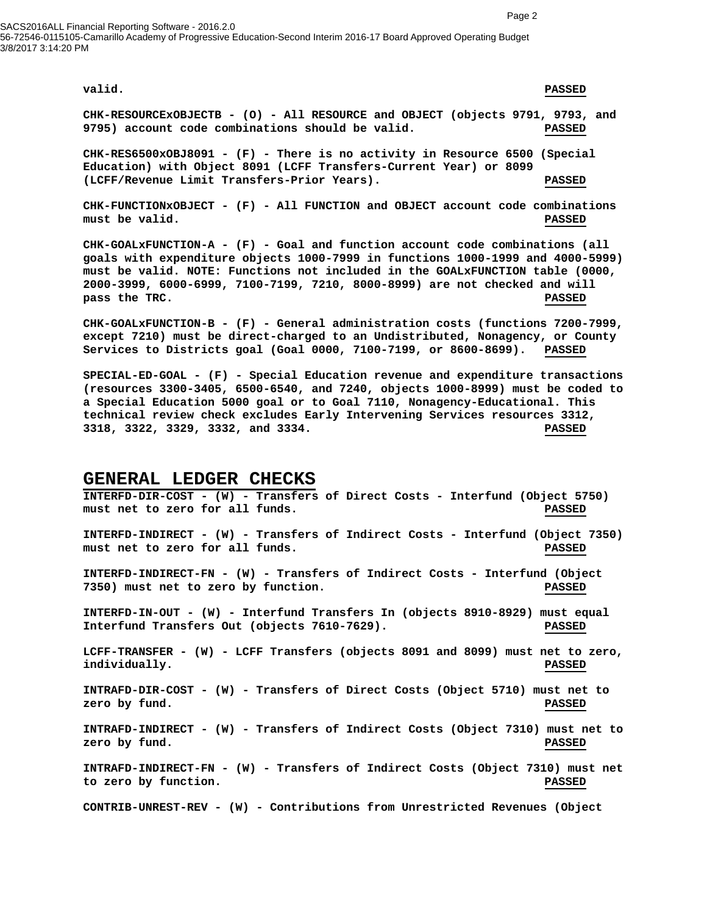valid. **PASSED**

**CHK-RESOURCExOBJECTB - (O) - All RESOURCE and OBJECT (objects 9791, 9793, and 9795) account code combinations should be valid.** **PASSED**

**CHK-RES6500xOBJ8091 - (F) - There is no activity in Resource 6500 (Special Education) with Object 8091 (LCFF Transfers-Current Year) or 8099 (LCFF/Revenue Limit Transfers-Prior Years).** **PASSED**

**CHK-FUNCTIONxOBJECT - (F) - All FUNCTION and OBJECT account code combinations must be valid.** **PASSED**

**CHK-GOALxFUNCTION-A - (F) - Goal and function account code combinations (all goals with expenditure objects 1000-7999 in functions 1000-1999 and 4000-5999) must be valid. NOTE: Functions not included in the GOALxFUNCTION table (0000, 2000-3999, 6000-6999, 7100-7199, 7210, 8000-8999) are not checked and will pass the TRC.** **PASSED**

**CHK-GOALxFUNCTION-B - (F) - General administration costs (functions 7200-7999, except 7210) must be direct-charged to an Undistributed, Nonagency, or County Services to Districts goal (Goal 0000, 7100-7199, or 8600-8699).** **PASSED**

**SPECIAL-ED-GOAL - (F) - Special Education revenue and expenditure transactions (resources 3300-3405, 6500-6540, and 7240, objects 1000-8999) must be coded to a Special Education 5000 goal or to Goal 7110, Nonagency-Educational. This technical review check excludes Early Intervening Services resources 3312, 3318, 3322, 3329, 3332, and 3334.** **PASSED**

## GENERAL LEDGER CHECKS

**INTERFD-DIR-COST - (W) - Transfers of Direct Costs - Interfund (Object 5750) must net to zero for all funds.** **PASSED**

**INTERFD-INDIRECT - (W) - Transfers of Indirect Costs - Interfund (Object 7350) must net to zero for all funds.** **PASSED**

**INTERFD-INDIRECT-FN - (W) - Transfers of Indirect Costs - Interfund (Object 7350) must net to zero by function.** **PASSED**

**INTERFD-IN-OUT - (W) - Interfund Transfers In (objects 8910-8929) must equal Interfund Transfers Out (objects 7610-7629).** **PASSED**

**LCFF-TRANSFER - (W) - LCFF Transfers (objects 8091 and 8099) must net to zero, individually.** **PASSED**

**INTRAFD-DIR-COST - (W) - Transfers of Direct Costs (Object 5710) must net to zero by fund.** **PASSED**

**INTRAFD-INDIRECT - (W) - Transfers of Indirect Costs (Object 7310) must net to zero by fund.** **PASSED**

**INTRAFD-INDIRECT-FN - (W) - Transfers of Indirect Costs (Object 7310) must net to zero by function.** **PASSED**

**CONTRIB-UNREST-REV - (W) - Contributions from Unrestricted Revenues (Object**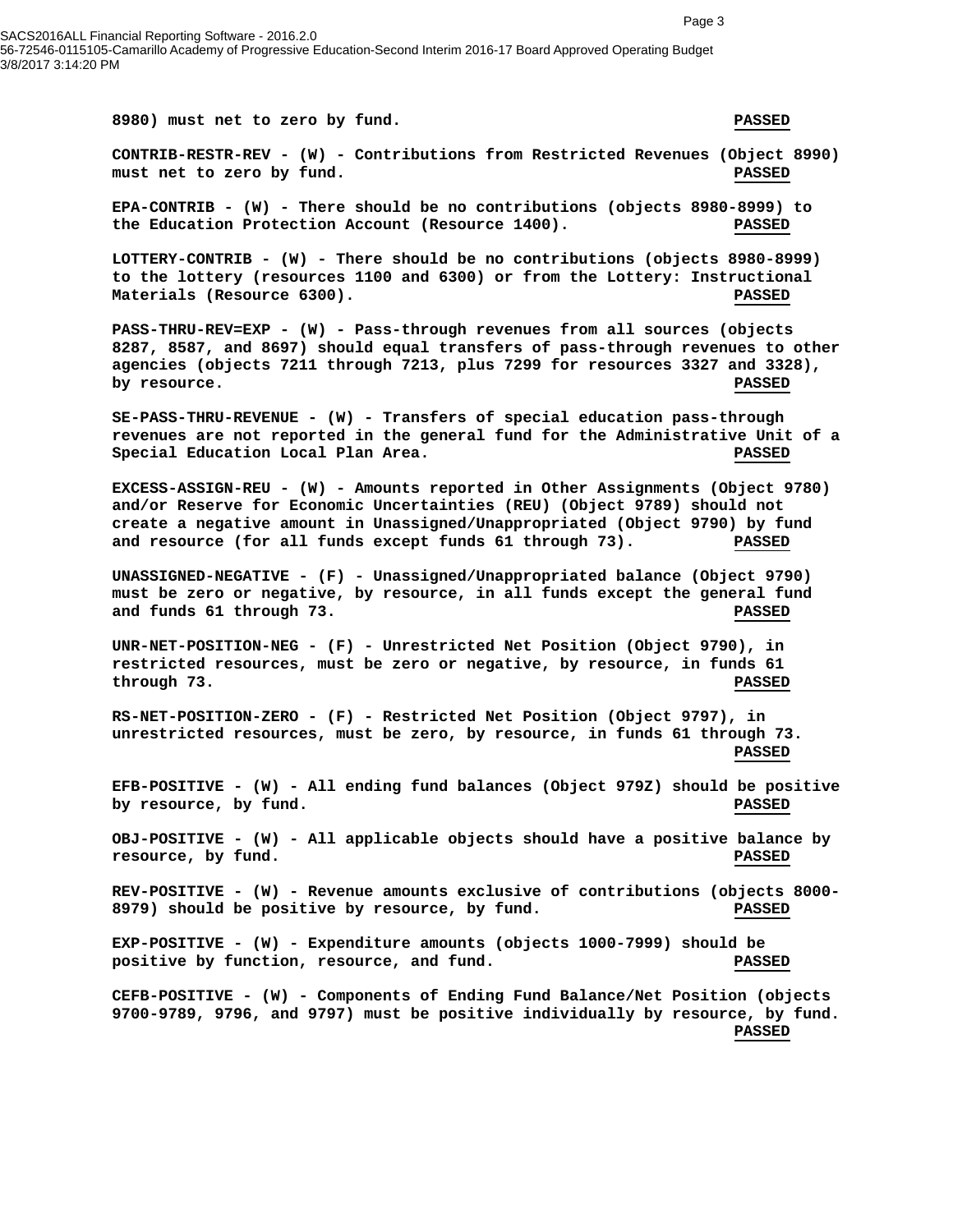**8980) must net to zero by fund.** **PASSED**

**CONTRIB-RESTR-REV - (W) - Contributions from Restricted Revenues (Object 8990) must net to zero by fund.** **PASSED**

**EPA-CONTRIB - (W) - There should be no contributions (objects 8980-8999) to the Education Protection Account (Resource 1400).** **PASSED**

**LOTTERY-CONTRIB - (W) - There should be no contributions (objects 8980-8999) to the lottery (resources 1100 and 6300) or from the Lottery: Instructional Materials (Resource 6300).** **PASSED**

**PASS-THRU-REV=EXP - (W) - Pass-through revenues from all sources (objects 8287, 8587, and 8697) should equal transfers of pass-through revenues to other agencies (objects 7211 through 7213, plus 7299 for resources 3327 and 3328), by resource.** **PASSED**

**SE-PASS-THRU-REVENUE - (W) - Transfers of special education pass-through revenues are not reported in the general fund for the Administrative Unit of a Special Education Local Plan Area.** **PASSED**

**EXCESS-ASSIGN-REU - (W) - Amounts reported in Other Assignments (Object 9780) and/or Reserve for Economic Uncertainties (REU) (Object 9789) should not create a negative amount in Unassigned/Unappropriated (Object 9790) by fund and resource (for all funds except funds 61 through 73).** **PASSED**

**UNASSIGNED-NEGATIVE - (F) - Unassigned/Unappropriated balance (Object 9790) must be zero or negative, by resource, in all funds except the general fund and funds 61 through 73.** **PASSED**

**UNR-NET-POSITION-NEG - (F) - Unrestricted Net Position (Object 9790), in restricted resources, must be zero or negative, by resource, in funds 61 through 73.** **PASSED**

**RS-NET-POSITION-ZERO - (F) - Restricted Net Position (Object 9797), in unrestricted resources, must be zero, by resource, in funds 61 through 73.** **PASSED**

**EFB-POSITIVE - (W) - All ending fund balances (Object 979Z) should be positive by resource, by fund.** **PASSED**

**OBJ-POSITIVE - (W) - All applicable objects should have a positive balance by resource, by fund.** **PASSED**

**REV-POSITIVE - (W) - Revenue amounts exclusive of contributions (objects 8000-8979) should be positive by resource, by fund.** **PASSED**

**EXP-POSITIVE - (W) - Expenditure amounts (objects 1000-7999) should be positive by function, resource, and fund.** **PASSED**

**CEFB-POSITIVE - (W) - Components of Ending Fund Balance/Net Position (objects 9700-9789, 9796, and 9797) must be positive individually by resource, by fund.** **PASSED**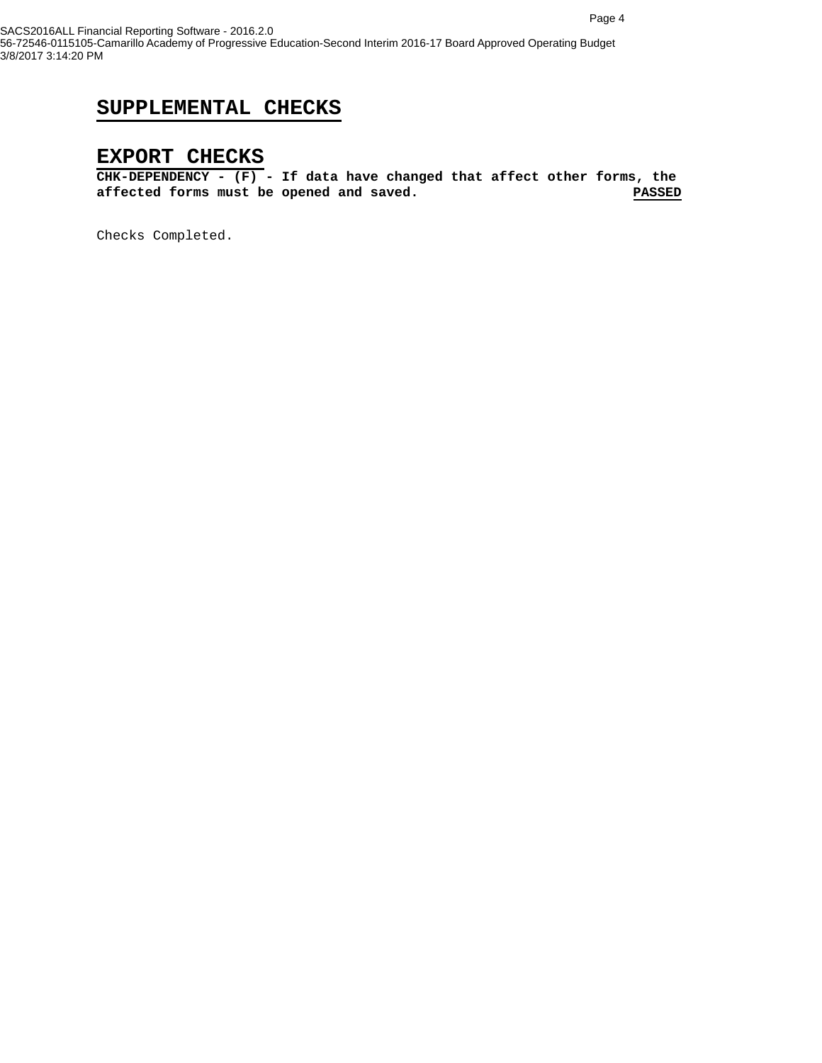## SUPPLEMENTAL CHECKS

## EXPORT CHECKS

**CHK-DEPENDENCY - (F) - If data have changed that affect other forms, the affected forms must be opened and saved.** **PASSED**

Checks Completed.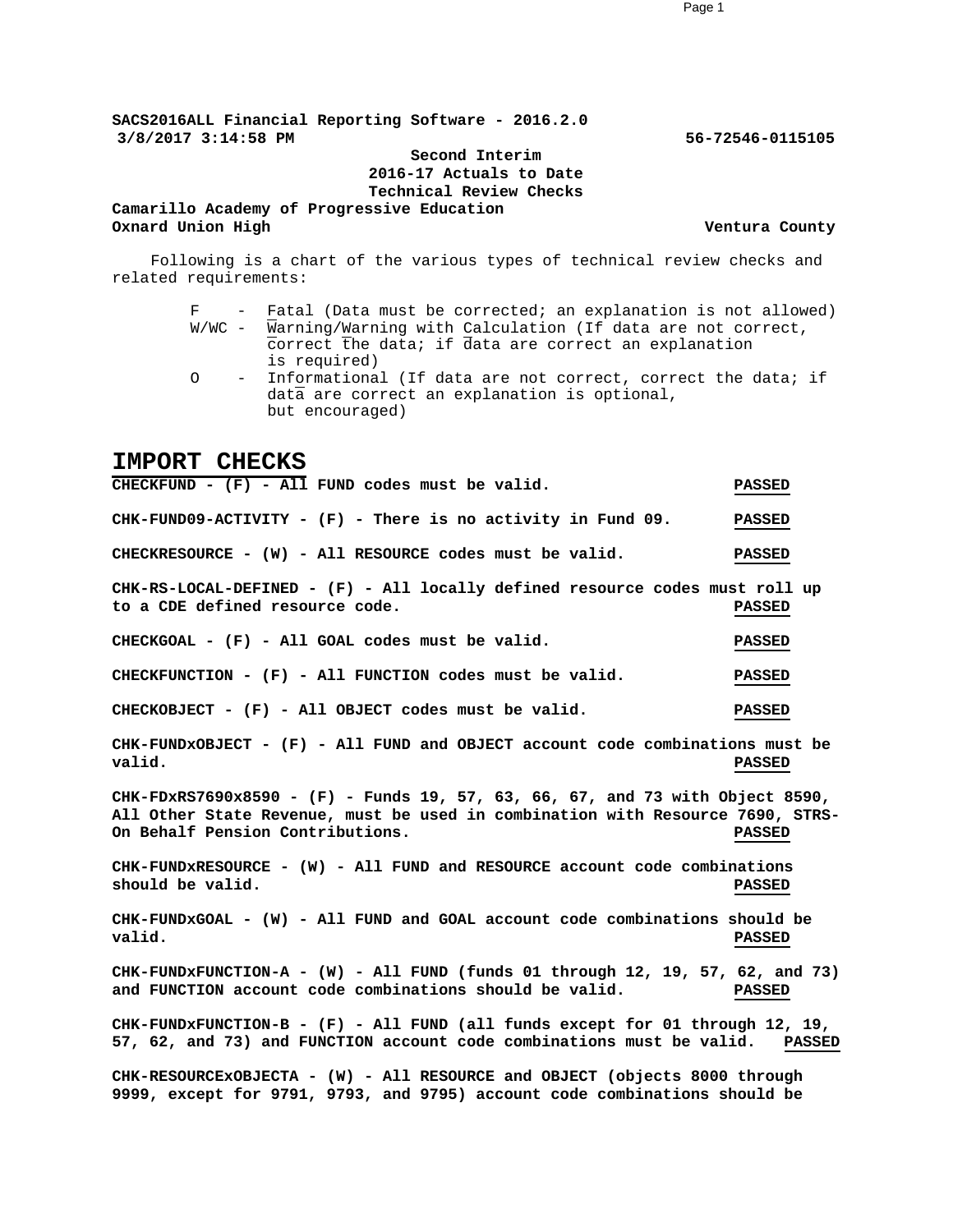**SACS2016ALL Financial Reporting Software - 2016.2.0**
**3/8/2017 3:14:58 PM** **56-72546-0115105**

**Second Interim**
**2016-17 Actuals to Date**
**Technical Review Checks**

**Camarillo Academy of Progressive Education**
**Oxnard Union High** **Ventura County**

Following is a chart of the various types of technical review checks and related requirements:

- F - Fatal (Data must be corrected; an explanation is not allowed)
- W/WC - Warning/Warning with Calculation (If data are not correct, correct the data; if data are correct an explanation is required)
- O - Informational (If data are not correct, correct the data; if data are correct an explanation is optional, but encouraged)

## IMPORT CHECKS

**CHECKFUND - (F) - All FUND codes must be valid.** **PASSED**

**CHK-FUND09-ACTIVITY - (F) - There is no activity in Fund 09.** **PASSED**

**CHECKRESOURCE - (W) - All RESOURCE codes must be valid.** **PASSED**

**CHK-RS-LOCAL-DEFINED - (F) - All locally defined resource codes must roll up to a CDE defined resource code.** **PASSED**

**CHECKGOAL - (F) - All GOAL codes must be valid.** **PASSED**

**CHECKFUNCTION - (F) - All FUNCTION codes must be valid.** **PASSED**

**CHECKOBJECT - (F) - All OBJECT codes must be valid.** **PASSED**

**CHK-FUNDxOBJECT - (F) - All FUND and OBJECT account code combinations must be valid.** **PASSED**

**CHK-FDxRS7690x8590 - (F) - Funds 19, 57, 63, 66, 67, and 73 with Object 8590, All Other State Revenue, must be used in combination with Resource 7690, STRS-On Behalf Pension Contributions.** **PASSED**

**CHK-FUNDxRESOURCE - (W) - All FUND and RESOURCE account code combinations should be valid.** **PASSED**

**CHK-FUNDxGOAL - (W) - All FUND and GOAL account code combinations should be valid.** **PASSED**

**CHK-FUNDxFUNCTION-A - (W) - All FUND (funds 01 through 12, 19, 57, 62, and 73) and FUNCTION account code combinations should be valid.** **PASSED**

**CHK-FUNDxFUNCTION-B - (F) - All FUND (all funds except for 01 through 12, 19, 57, 62, and 73) and FUNCTION account code combinations must be valid.** **PASSED**

**CHK-RESOURCExOBJECTA - (W) - All RESOURCE and OBJECT (objects 8000 through 9999, except for 9791, 9793, and 9795) account code combinations should be**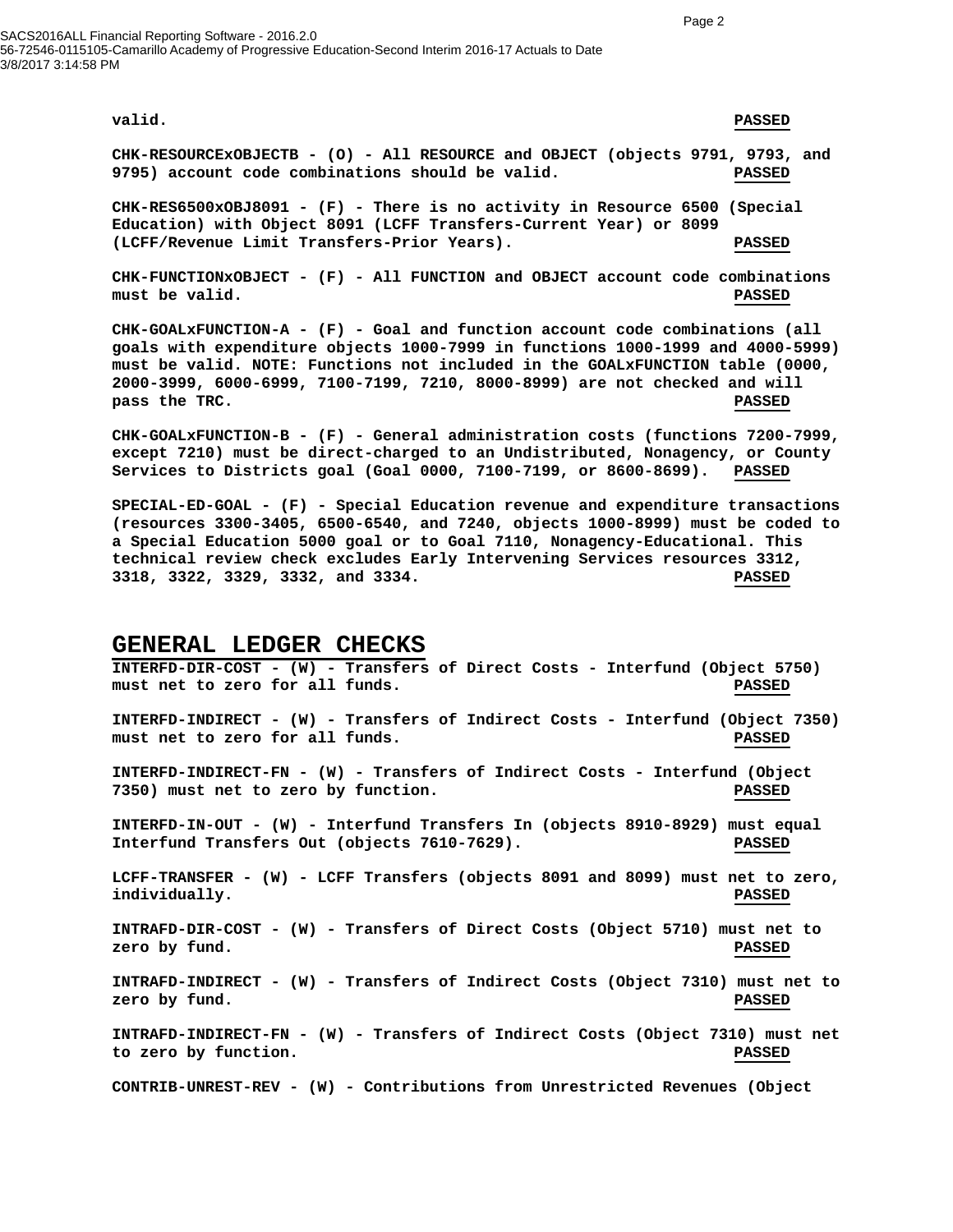**valid.** **PASSED**

**CHK-RESOURCExOBJECTB - (O) - All RESOURCE and OBJECT (objects 9791, 9793, and 9795) account code combinations should be valid.** **PASSED**

**CHK-RES6500xOBJ8091 - (F) - There is no activity in Resource 6500 (Special Education) with Object 8091 (LCFF Transfers-Current Year) or 8099 (LCFF/Revenue Limit Transfers-Prior Years).** **PASSED**

**CHK-FUNCTIONxOBJECT - (F) - All FUNCTION and OBJECT account code combinations must be valid.** **PASSED**

**CHK-GOALxFUNCTION-A - (F) - Goal and function account code combinations (all goals with expenditure objects 1000-7999 in functions 1000-1999 and 4000-5999) must be valid. NOTE: Functions not included in the GOALxFUNCTION table (0000, 2000-3999, 6000-6999, 7100-7199, 7210, 8000-8999) are not checked and will pass the TRC.** **PASSED**

**CHK-GOALxFUNCTION-B - (F) - General administration costs (functions 7200-7999, except 7210) must be direct-charged to an Undistributed, Nonagency, or County Services to Districts goal (Goal 0000, 7100-7199, or 8600-8699).** **PASSED**

**SPECIAL-ED-GOAL - (F) - Special Education revenue and expenditure transactions (resources 3300-3405, 6500-6540, and 7240, objects 1000-8999) must be coded to a Special Education 5000 goal or to Goal 7110, Nonagency-Educational. This technical review check excludes Early Intervening Services resources 3312, 3318, 3322, 3329, 3332, and 3334.** **PASSED**

## GENERAL LEDGER CHECKS

**INTERFD-DIR-COST - (W) - Transfers of Direct Costs - Interfund (Object 5750) must net to zero for all funds.** **PASSED**

**INTERFD-INDIRECT - (W) - Transfers of Indirect Costs - Interfund (Object 7350) must net to zero for all funds.** **PASSED**

**INTERFD-INDIRECT-FN - (W) - Transfers of Indirect Costs - Interfund (Object 7350) must net to zero by function.** **PASSED**

**INTERFD-IN-OUT - (W) - Interfund Transfers In (objects 8910-8929) must equal Interfund Transfers Out (objects 7610-7629).** **PASSED**

**LCFF-TRANSFER - (W) - LCFF Transfers (objects 8091 and 8099) must net to zero, individually.** **PASSED**

**INTRAFD-DIR-COST - (W) - Transfers of Direct Costs (Object 5710) must net to zero by fund.** **PASSED**

**INTRAFD-INDIRECT - (W) - Transfers of Indirect Costs (Object 7310) must net to zero by fund.** **PASSED**

**INTRAFD-INDIRECT-FN - (W) - Transfers of Indirect Costs (Object 7310) must net to zero by function.** **PASSED**

**CONTRIB-UNREST-REV - (W) - Contributions from Unrestricted Revenues (Object**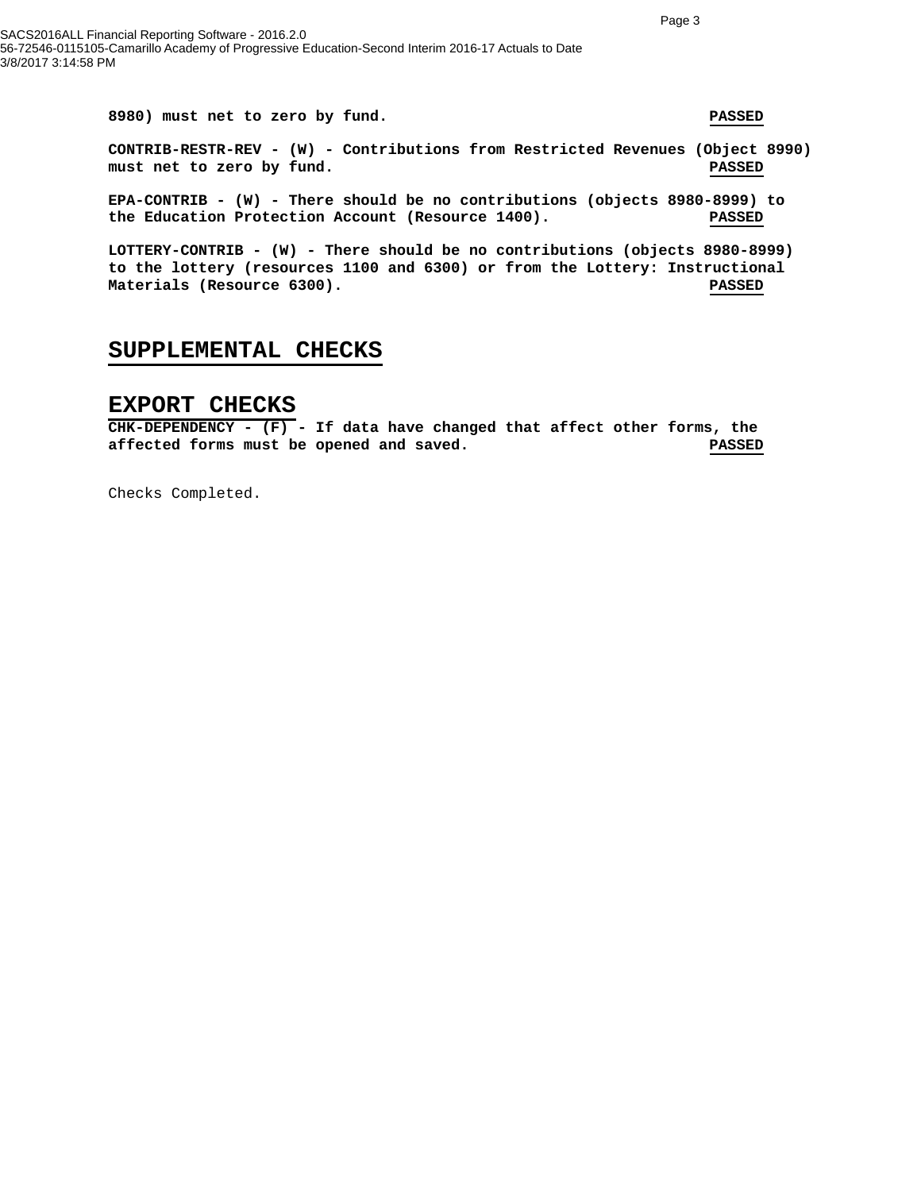**8980) must net to zero by fund.** **PASSED**

**CONTRIB-RESTR-REV - (W) - Contributions from Restricted Revenues (Object 8990) must net to zero by fund.** **PASSED**

**EPA-CONTRIB - (W) - There should be no contributions (objects 8980-8999) to the Education Protection Account (Resource 1400).** **PASSED**

**LOTTERY-CONTRIB - (W) - There should be no contributions (objects 8980-8999) to the lottery (resources 1100 and 6300) or from the Lottery: Instructional Materials (Resource 6300).** **PASSED**

## SUPPLEMENTAL CHECKS

## EXPORT CHECKS

**CHK-DEPENDENCY - (F) - If data have changed that affect other forms, the affected forms must be opened and saved.** **PASSED**

Checks Completed.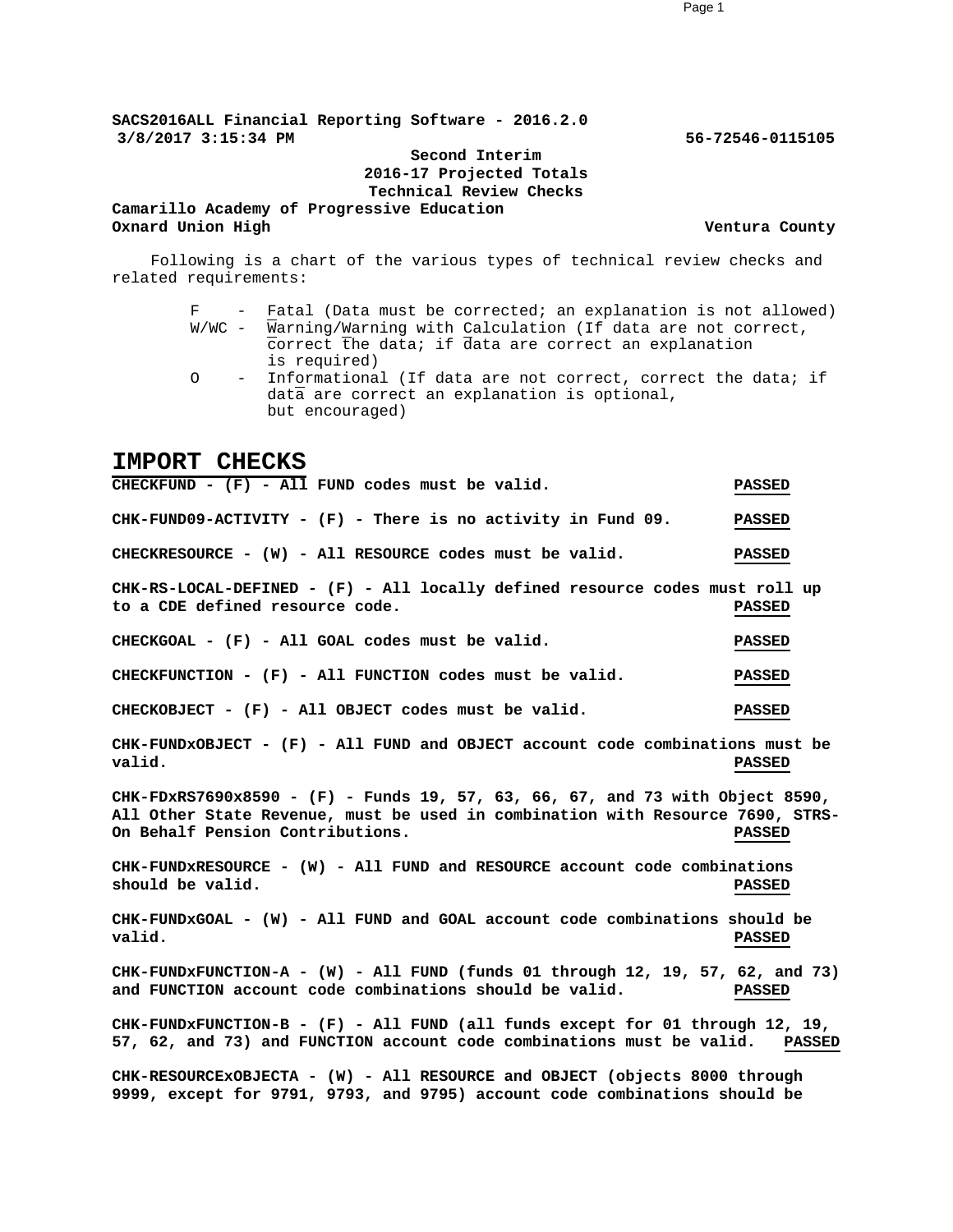**SACS2016ALL Financial Reporting Software - 2016.2.0**
**3/8/2017 3:15:34 PM** **56-72546-0115105**

**Second Interim**
**2016-17 Projected Totals**
**Technical Review Checks**

**Camarillo Academy of Progressive Education**
**Oxnard Union High** **Ventura County**

Following is a chart of the various types of technical review checks and related requirements:

- F - Fatal (Data must be corrected; an explanation is not allowed)
- W/WC - Warning/Warning with Calculation (If data are not correct, correct the data; if data are correct an explanation is required)
- O - Informational (If data are not correct, correct the data; if data are correct an explanation is optional, but encouraged)

## IMPORT CHECKS

**CHECKFUND - (F) - All FUND codes must be valid.** **PASSED**

**CHK-FUND09-ACTIVITY - (F) - There is no activity in Fund 09.** **PASSED**

**CHECKRESOURCE - (W) - All RESOURCE codes must be valid.** **PASSED**

**CHK-RS-LOCAL-DEFINED - (F) - All locally defined resource codes must roll up to a CDE defined resource code.** **PASSED**

**CHECKGOAL - (F) - All GOAL codes must be valid.** **PASSED**

**CHECKFUNCTION - (F) - All FUNCTION codes must be valid.** **PASSED**

**CHECKOBJECT - (F) - All OBJECT codes must be valid.** **PASSED**

**CHK-FUNDxOBJECT - (F) - All FUND and OBJECT account code combinations must be valid.** **PASSED**

**CHK-FDxRS7690x8590 - (F) - Funds 19, 57, 63, 66, 67, and 73 with Object 8590, All Other State Revenue, must be used in combination with Resource 7690, STRS-On Behalf Pension Contributions.** **PASSED**

**CHK-FUNDxRESOURCE - (W) - All FUND and RESOURCE account code combinations should be valid.** **PASSED**

**CHK-FUNDxGOAL - (W) - All FUND and GOAL account code combinations should be valid.** **PASSED**

**CHK-FUNDxFUNCTION-A - (W) - All FUND (funds 01 through 12, 19, 57, 62, and 73) and FUNCTION account code combinations should be valid.** **PASSED**

**CHK-FUNDxFUNCTION-B - (F) - All FUND (all funds except for 01 through 12, 19, 57, 62, and 73) and FUNCTION account code combinations must be valid.** **PASSED**

**CHK-RESOURCExOBJECTA - (W) - All RESOURCE and OBJECT (objects 8000 through 9999, except for 9791, 9793, and 9795) account code combinations should be**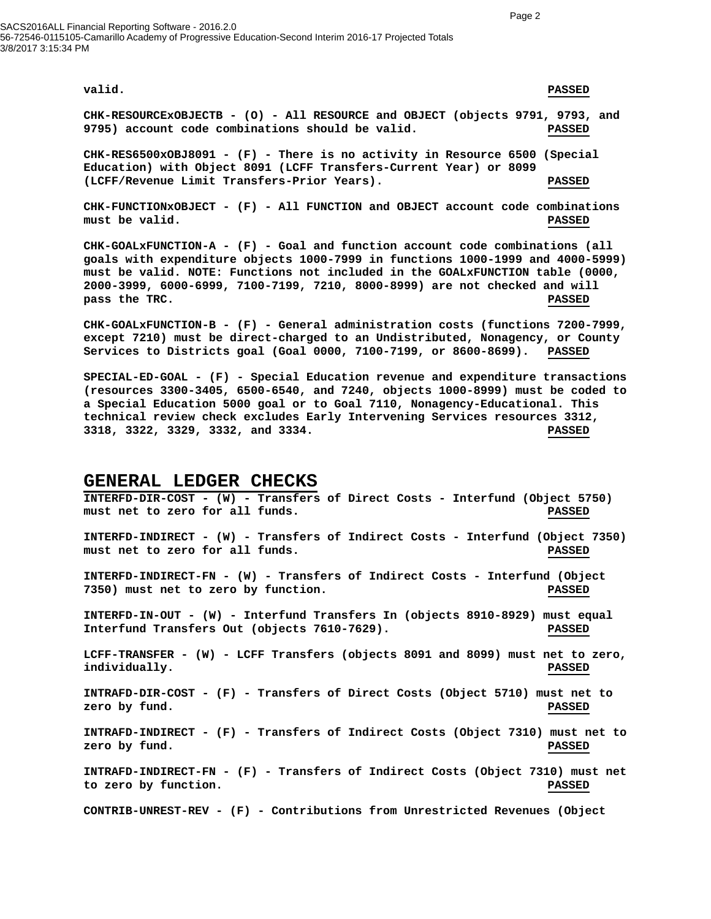valid. **PASSED**

CHK-RESOURCExOBJECTB - (O) - All RESOURCE and OBJECT (objects 9791, 9793, and 9795) account code combinations should be valid. **PASSED**

CHK-RES6500xOBJ8091 - (F) - There is no activity in Resource 6500 (Special Education) with Object 8091 (LCFF Transfers-Current Year) or 8099 (LCFF/Revenue Limit Transfers-Prior Years). **PASSED**

CHK-FUNCTIONxOBJECT - (F) - All FUNCTION and OBJECT account code combinations must be valid. **PASSED**

CHK-GOALxFUNCTION-A - (F) - Goal and function account code combinations (all goals with expenditure objects 1000-7999 in functions 1000-1999 and 4000-5999) must be valid. NOTE: Functions not included in the GOALxFUNCTION table (0000, 2000-3999, 6000-6999, 7100-7199, 7210, 8000-8999) are not checked and will pass the TRC. **PASSED**

CHK-GOALxFUNCTION-B - (F) - General administration costs (functions 7200-7999, except 7210) must be direct-charged to an Undistributed, Nonagency, or County Services to Districts goal (Goal 0000, 7100-7199, or 8600-8699). **PASSED**

SPECIAL-ED-GOAL - (F) - Special Education revenue and expenditure transactions (resources 3300-3405, 6500-6540, and 7240, objects 1000-8999) must be coded to a Special Education 5000 goal or to Goal 7110, Nonagency-Educational. This technical review check excludes Early Intervening Services resources 3312, 3318, 3322, 3329, 3332, and 3334. **PASSED**

## GENERAL LEDGER CHECKS

INTERFD-DIR-COST - (W) - Transfers of Direct Costs - Interfund (Object 5750) must net to zero for all funds. **PASSED**

INTERFD-INDIRECT - (W) - Transfers of Indirect Costs - Interfund (Object 7350) must net to zero for all funds. **PASSED**

INTERFD-INDIRECT-FN - (W) - Transfers of Indirect Costs - Interfund (Object 7350) must net to zero by function. **PASSED**

INTERFD-IN-OUT - (W) - Interfund Transfers In (objects 8910-8929) must equal Interfund Transfers Out (objects 7610-7629). **PASSED**

LCFF-TRANSFER - (W) - LCFF Transfers (objects 8091 and 8099) must net to zero, individually. **PASSED**

INTRAFD-DIR-COST - (F) - Transfers of Direct Costs (Object 5710) must net to zero by fund. **PASSED**

INTRAFD-INDIRECT - (F) - Transfers of Indirect Costs (Object 7310) must net to zero by fund. **PASSED**

INTRAFD-INDIRECT-FN - (F) - Transfers of Indirect Costs (Object 7310) must net to zero by function. **PASSED**

CONTRIB-UNREST-REV - (F) - Contributions from Unrestricted Revenues (Object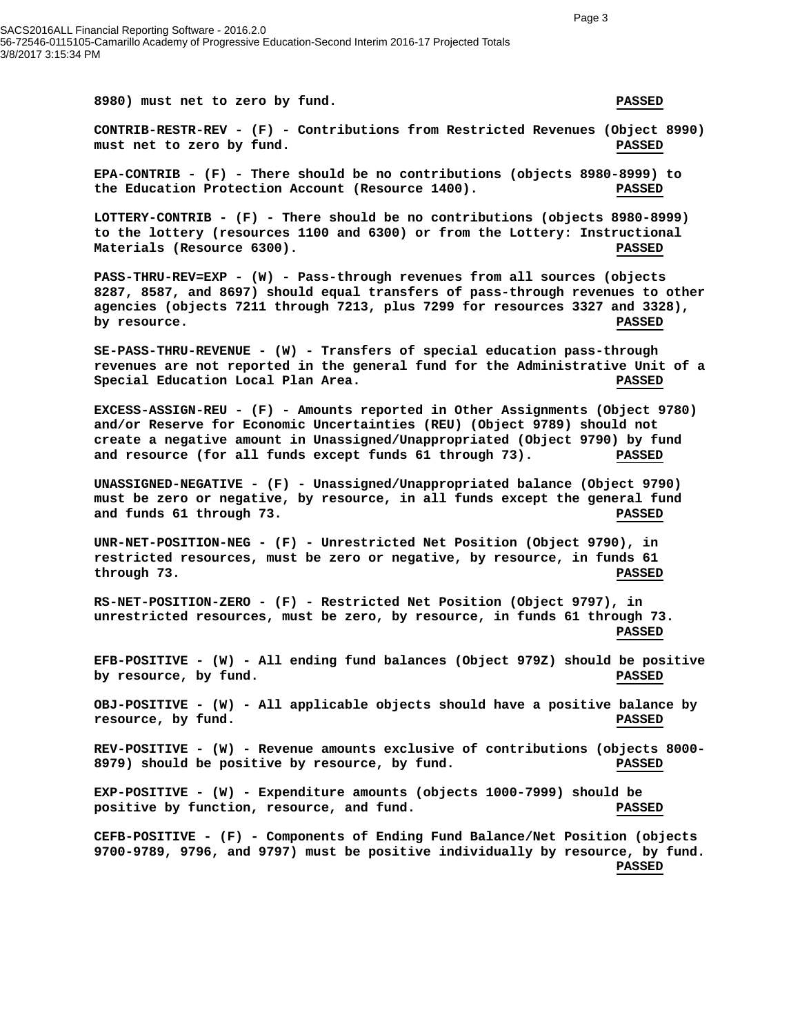**8980) must net to zero by fund.** **PASSED**

**CONTRIB-RESTR-REV - (F) - Contributions from Restricted Revenues (Object 8990) must net to zero by fund.** **PASSED**

**EPA-CONTRIB - (F) - There should be no contributions (objects 8980-8999) to the Education Protection Account (Resource 1400).** **PASSED**

**LOTTERY-CONTRIB - (F) - There should be no contributions (objects 8980-8999) to the lottery (resources 1100 and 6300) or from the Lottery: Instructional Materials (Resource 6300).** **PASSED**

**PASS-THRU-REV=EXP - (W) - Pass-through revenues from all sources (objects 8287, 8587, and 8697) should equal transfers of pass-through revenues to other agencies (objects 7211 through 7213, plus 7299 for resources 3327 and 3328), by resource.** **PASSED**

**SE-PASS-THRU-REVENUE - (W) - Transfers of special education pass-through revenues are not reported in the general fund for the Administrative Unit of a Special Education Local Plan Area.** **PASSED**

**EXCESS-ASSIGN-REU - (F) - Amounts reported in Other Assignments (Object 9780) and/or Reserve for Economic Uncertainties (REU) (Object 9789) should not create a negative amount in Unassigned/Unappropriated (Object 9790) by fund and resource (for all funds except funds 61 through 73).** **PASSED**

**UNASSIGNED-NEGATIVE - (F) - Unassigned/Unappropriated balance (Object 9790) must be zero or negative, by resource, in all funds except the general fund and funds 61 through 73.** **PASSED**

**UNR-NET-POSITION-NEG - (F) - Unrestricted Net Position (Object 9790), in restricted resources, must be zero or negative, by resource, in funds 61 through 73.** **PASSED**

**RS-NET-POSITION-ZERO - (F) - Restricted Net Position (Object 9797), in unrestricted resources, must be zero, by resource, in funds 61 through 73.** **PASSED**

**EFB-POSITIVE - (W) - All ending fund balances (Object 979Z) should be positive by resource, by fund.** **PASSED**

**OBJ-POSITIVE - (W) - All applicable objects should have a positive balance by resource, by fund.** **PASSED**

**REV-POSITIVE - (W) - Revenue amounts exclusive of contributions (objects 8000-8979) should be positive by resource, by fund.** **PASSED**

**EXP-POSITIVE - (W) - Expenditure amounts (objects 1000-7999) should be positive by function, resource, and fund.** **PASSED**

**CEFB-POSITIVE - (F) - Components of Ending Fund Balance/Net Position (objects 9700-9789, 9796, and 9797) must be positive individually by resource, by fund.** **PASSED**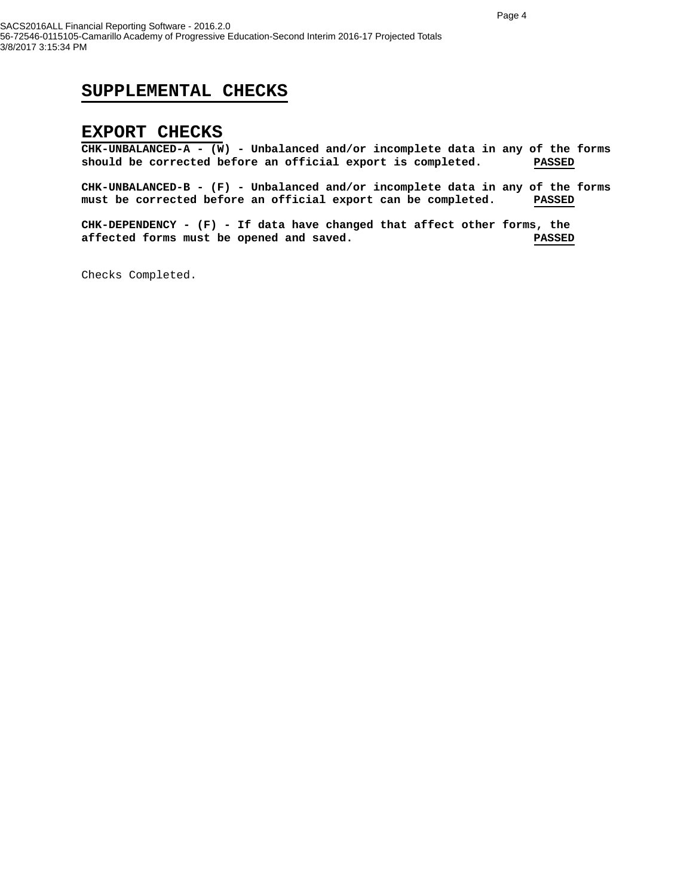## SUPPLEMENTAL CHECKS

## EXPORT CHECKS

**CHK-UNBALANCED-A - (W) - Unbalanced and/or incomplete data in any of the forms should be corrected before an official export is completed. PASSED**

**CHK-UNBALANCED-B - (F) - Unbalanced and/or incomplete data in any of the forms must be corrected before an official export can be completed. PASSED**

**CHK-DEPENDENCY - (F) - If data have changed that affect other forms, the affected forms must be opened and saved. PASSED**

Checks Completed.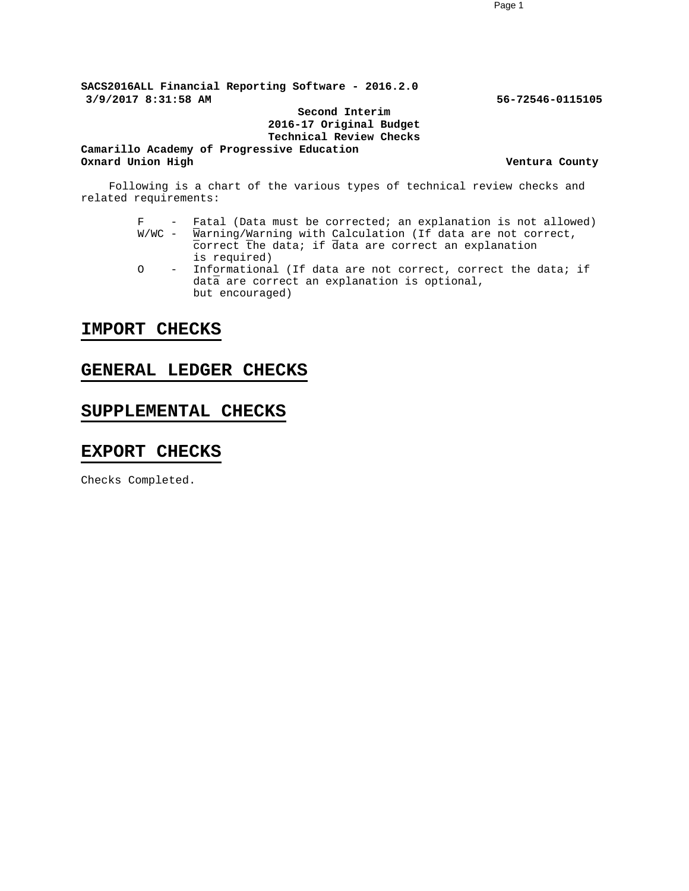**SACS2016ALL Financial Reporting Software - 2016.2.0**
**3/9/2017 8:31:58 AM** **56-72546-0115105**

**Second Interim**
**2016-17 Original Budget**
**Technical Review Checks**

**Camarillo Academy of Progressive Education**
**Oxnard Union High** **Ventura County**

Following is a chart of the various types of technical review checks and related requirements:

- F - Fatal (Data must be corrected; an explanation is not allowed)
- W/WC - Warning/Warning with Calculation (If data are not correct, correct the data; if data are correct an explanation is required)
- O - Informational (If data are not correct, correct the data; if data are correct an explanation is optional, but encouraged)

## IMPORT CHECKS

## GENERAL LEDGER CHECKS

## SUPPLEMENTAL CHECKS

## EXPORT CHECKS

Checks Completed.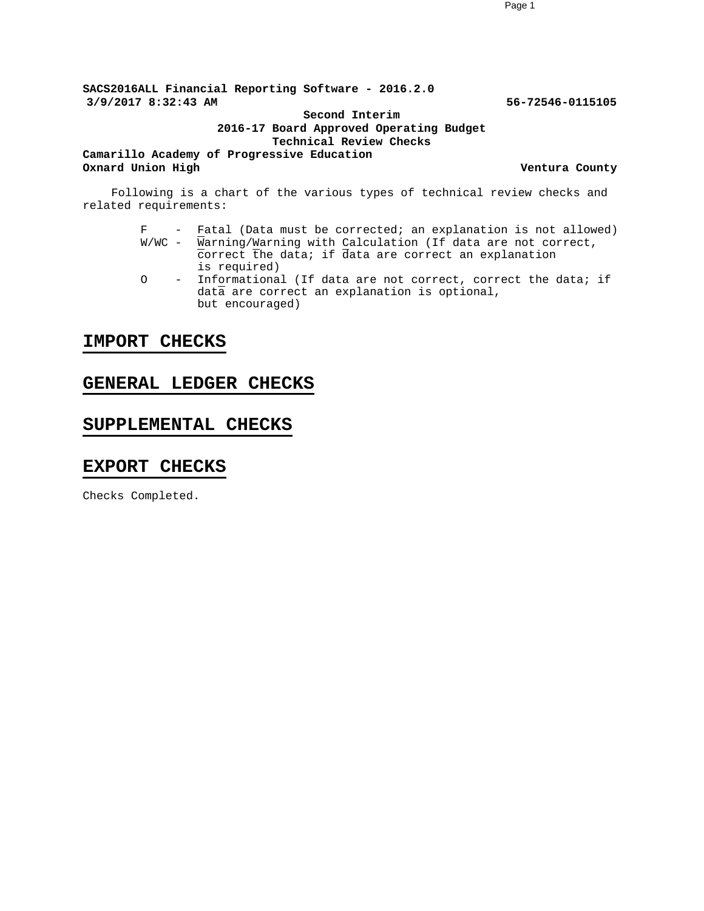**SACS2016ALL Financial Reporting Software - 2016.2.0**
**3/9/2017 8:32:43 AM** **56-72546-0115105**

**Second Interim**
**2016-17 Board Approved Operating Budget**
**Technical Review Checks**

**Camarillo Academy of Progressive Education**
**Oxnard Union High** **Ventura County**

Following is a chart of the various types of technical review checks and related requirements:

- F - Fatal (Data must be corrected; an explanation is not allowed)
- W/WC - Warning/Warning with Calculation (If data are not correct, correct the data; if data are correct an explanation is required)
- O - Informational (If data are not correct, correct the data; if data are correct an explanation is optional, but encouraged)

## IMPORT CHECKS

## GENERAL LEDGER CHECKS

## SUPPLEMENTAL CHECKS

## EXPORT CHECKS

Checks Completed.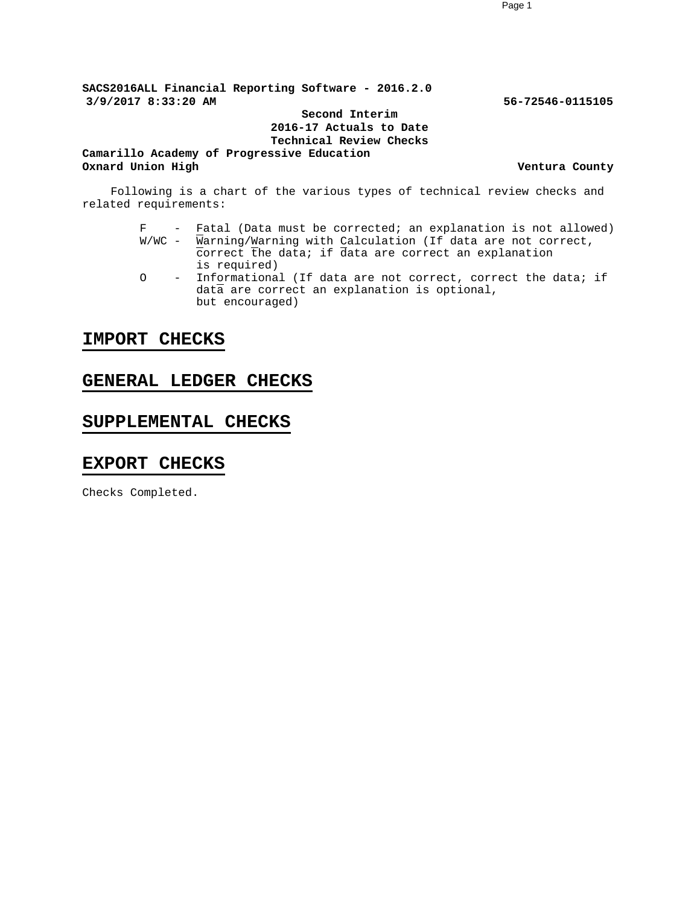**SACS2016ALL Financial Reporting Software - 2016.2.0**
**3/9/2017 8:33:20 AM** **56-72546-0115105**

**Second Interim**
**2016-17 Actuals to Date**
**Technical Review Checks**

**Camarillo Academy of Progressive Education**
**Oxnard Union High** **Ventura County**

Following is a chart of the various types of technical review checks and related requirements:

- F - Fatal (Data must be corrected; an explanation is not allowed)
- W/WC - Warning/Warning with Calculation (If data are not correct, correct the data; if data are correct an explanation is required)
- O - Informational (If data are not correct, correct the data; if data are correct an explanation is optional, but encouraged)

## IMPORT CHECKS

## GENERAL LEDGER CHECKS

## SUPPLEMENTAL CHECKS

## EXPORT CHECKS

Checks Completed.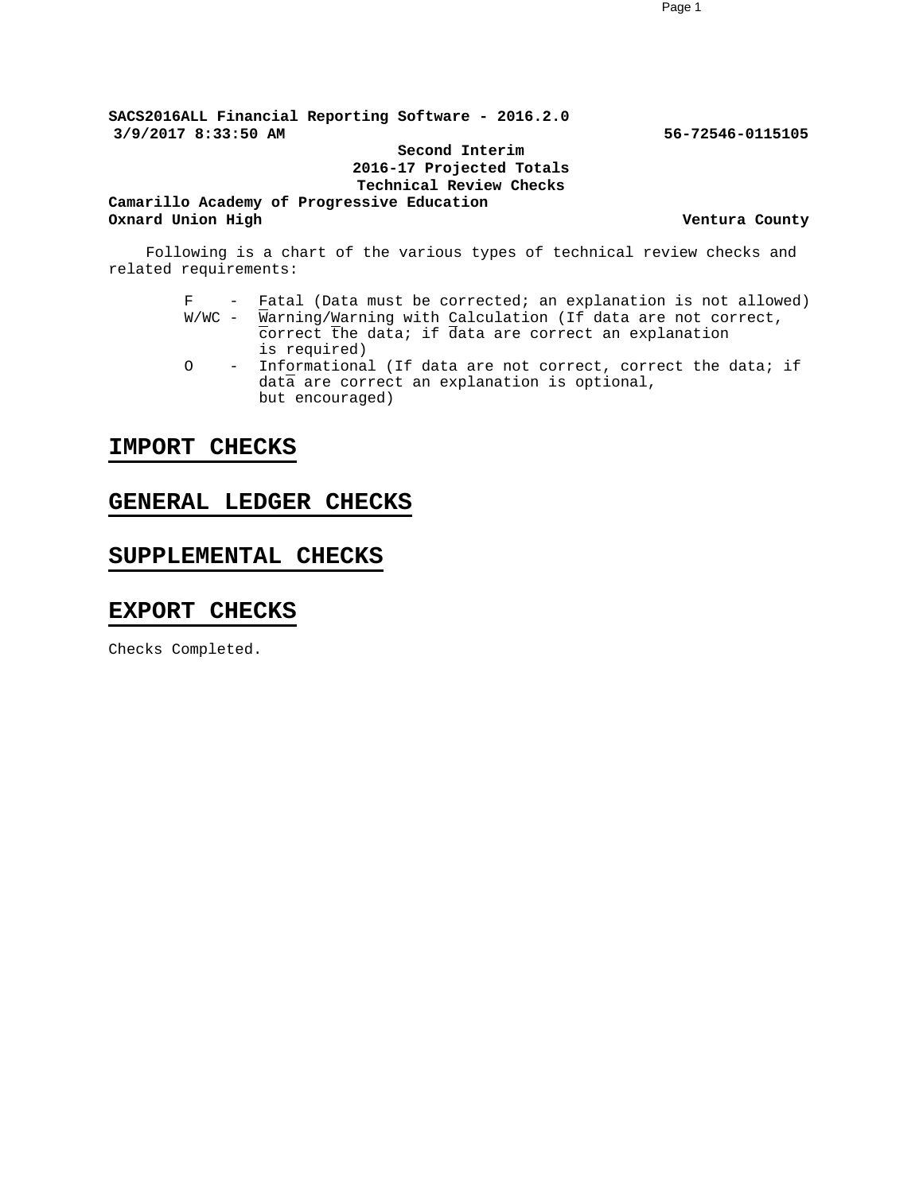**SACS2016ALL Financial Reporting Software - 2016.2.0**
**3/9/2017 8:33:50 AM** **56-72546-0115105**

**Second Interim**
**2016-17 Projected Totals**
**Technical Review Checks**

**Camarillo Academy of Progressive Education**
**Oxnard Union High** **Ventura County**

Following is a chart of the various types of technical review checks and related requirements:

- F - Fatal (Data must be corrected; an explanation is not allowed)
- W/WC - Warning/Warning with Calculation (If data are not correct, correct the data; if data are correct an explanation is required)
- O - Informational (If data are not correct, correct the data; if data are correct an explanation is optional, but encouraged)

## IMPORT CHECKS

## GENERAL LEDGER CHECKS

## SUPPLEMENTAL CHECKS

## EXPORT CHECKS

Checks Completed.